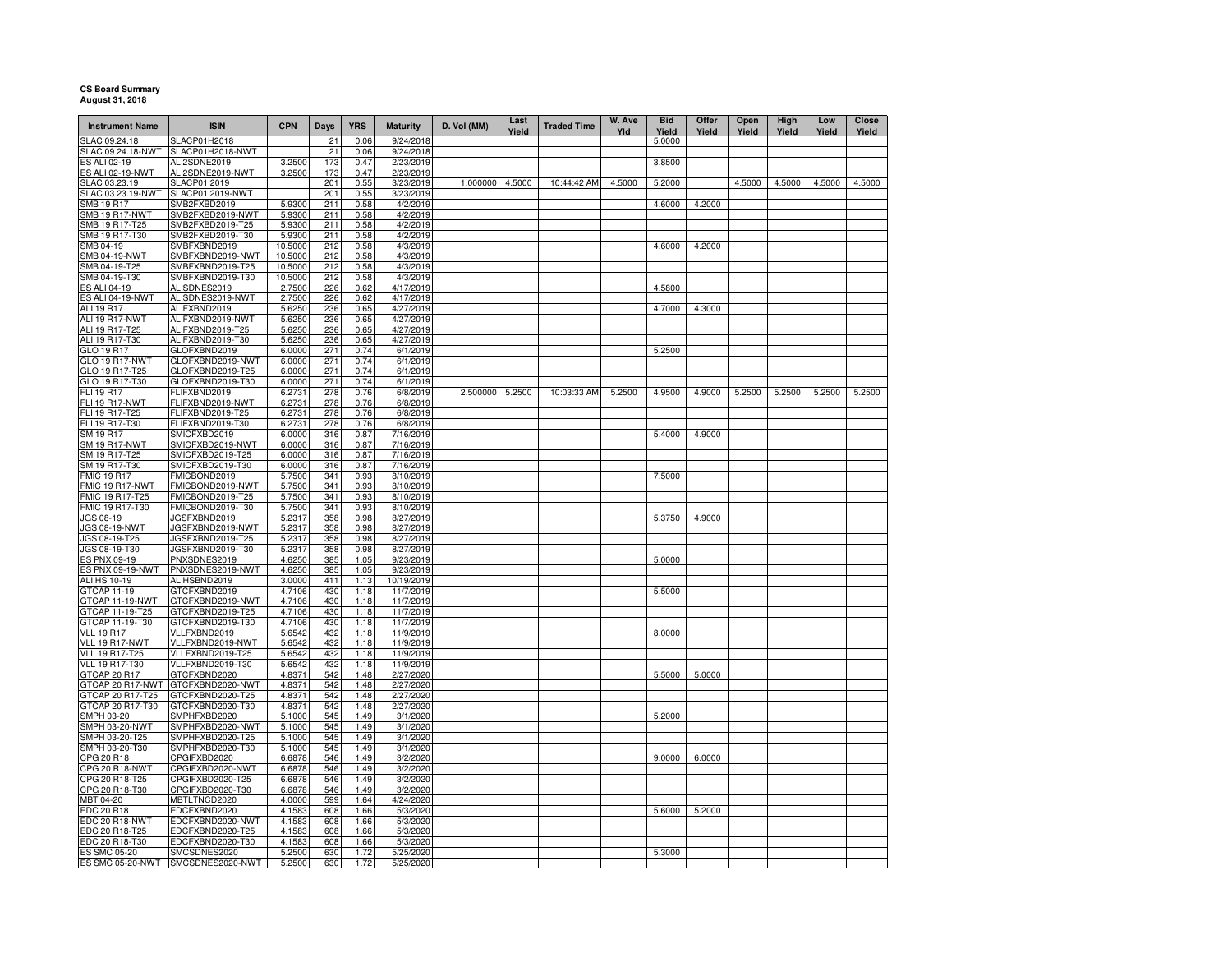**CS Board Summary**
**August 31, 2018**

| Instrument Name | ISIN | CPN | Days | YRS | Maturity | D. Vol (MM) | Last Yield | Traded Time | W. Ave Yld | Bid Yield | Offer Yield | Open Yield | High Yield | Low Yield | Close Yield |
|---|---|---|---|---|---|---|---|---|---|---|---|---|---|---|---|
| SLAC 09.24.18 | SLACP01H2018 | | 21 | 0.06 | 9/24/2018 | | | | | 5.0000 | | | | | |
| SLAC 09.24.18-NWT | SLACP01H2018-NWT | | 21 | 0.06 | 9/24/2018 | | | | | | | | | | |
| ES ALI 02-19 | ALI2SDNE2019 | 3.2500 | 173 | 0.47 | 2/23/2019 | | | | | 3.8500 | | | | | |
| ES ALI 02-19-NWT | ALI2SDNE2019-NWT | 3.2500 | 173 | 0.47 | 2/23/2019 | | | | | | | | | | |
| SLAC 03.23.19 | SLACP01I2019 | | 201 | 0.55 | 3/23/2019 | 1.000000 | 4.5000 | 10:44:42 AM | 4.5000 | 5.2000 | | 4.5000 | 4.5000 | 4.5000 | 4.5000 |
| SLAC 03.23.19-NWT | SLACP01I2019-NWT | | 201 | 0.55 | 3/23/2019 | | | | | | | | | | |
| SMB 19 R17 | SMB2FXBD2019 | 5.9300 | 211 | 0.58 | 4/2/2019 | | | | | 4.6000 | 4.2000 | | | | |
| SMB 19 R17-NWT | SMB2FXBD2019-NWT | 5.9300 | 211 | 0.58 | 4/2/2019 | | | | | | | | | | |
| SMB 19 R17-T25 | SMB2FXBD2019-T25 | 5.9300 | 211 | 0.58 | 4/2/2019 | | | | | | | | | | |
| SMB 19 R17-T30 | SMB2FXBD2019-T30 | 5.9300 | 211 | 0.58 | 4/2/2019 | | | | | | | | | | |
| SMB 04-19 | SMBFXBND2019 | 10.5000 | 212 | 0.58 | 4/3/2019 | | | | | 4.6000 | 4.2000 | | | | |
| SMB 04-19-NWT | SMBFXBND2019-NWT | 10.5000 | 212 | 0.58 | 4/3/2019 | | | | | | | | | | |
| SMB 04-19-T25 | SMBFXBND2019-T25 | 10.5000 | 212 | 0.58 | 4/3/2019 | | | | | | | | | | |
| SMB 04-19-T30 | SMBFXBND2019-T30 | 10.5000 | 212 | 0.58 | 4/3/2019 | | | | | | | | | | |
| ES ALI 04-19 | ALISDNES2019 | 2.7500 | 226 | 0.62 | 4/17/2019 | | | | | 4.5800 | | | | | |
| ES ALI 04-19-NWT | ALISDNES2019-NWT | 2.7500 | 226 | 0.62 | 4/17/2019 | | | | | | | | | | |
| ALI 19 R17 | ALIFXBND2019 | 5.6250 | 236 | 0.65 | 4/27/2019 | | | | | 4.7000 | 4.3000 | | | | |
| ALI 19 R17-NWT | ALIFXBND2019-NWT | 5.6250 | 236 | 0.65 | 4/27/2019 | | | | | | | | | | |
| ALI 19 R17-T25 | ALIFXBND2019-T25 | 5.6250 | 236 | 0.65 | 4/27/2019 | | | | | | | | | | |
| ALI 19 R17-T30 | ALIFXBND2019-T30 | 5.6250 | 236 | 0.65 | 4/27/2019 | | | | | | | | | | |
| GLO 19 R17 | GLOFXBND2019 | 6.0000 | 271 | 0.74 | 6/1/2019 | | | | | 5.2500 | | | | | |
| GLO 19 R17-NWT | GLOFXBND2019-NWT | 6.0000 | 271 | 0.74 | 6/1/2019 | | | | | | | | | | |
| GLO 19 R17-T25 | GLOFXBND2019-T25 | 6.0000 | 271 | 0.74 | 6/1/2019 | | | | | | | | | | |
| GLO 19 R17-T30 | GLOFXBND2019-T30 | 6.0000 | 271 | 0.74 | 6/1/2019 | | | | | | | | | | |
| FLI 19 R17 | FLIFXBND2019 | 6.2731 | 278 | 0.76 | 6/8/2019 | 2.500000 | 5.2500 | 10:03:33 AM | 5.2500 | 4.9500 | 4.9000 | 5.2500 | 5.2500 | 5.2500 | 5.2500 |
| FLI 19 R17-NWT | FLIFXBND2019-NWT | 6.2731 | 278 | 0.76 | 6/8/2019 | | | | | | | | | | |
| FLI 19 R17-T25 | FLIFXBND2019-T25 | 6.2731 | 278 | 0.76 | 6/8/2019 | | | | | | | | | | |
| FLI 19 R17-T30 | FLIFXBND2019-T30 | 6.2731 | 278 | 0.76 | 6/8/2019 | | | | | | | | | | |
| SM 19 R17 | SMICFXBD2019 | 6.0000 | 316 | 0.87 | 7/16/2019 | | | | | 5.4000 | 4.9000 | | | | |
| SM 19 R17-NWT | SMICFXBD2019-NWT | 6.0000 | 316 | 0.87 | 7/16/2019 | | | | | | | | | | |
| SM 19 R17-T25 | SMICFXBD2019-T25 | 6.0000 | 316 | 0.87 | 7/16/2019 | | | | | | | | | | |
| SM 19 R17-T30 | SMICFXBD2019-T30 | 6.0000 | 316 | 0.87 | 7/16/2019 | | | | | | | | | | |
| FMIC 19 R17 | FMICBOND2019 | 5.7500 | 341 | 0.93 | 8/10/2019 | | | | | 7.5000 | | | | | |
| FMIC 19 R17-NWT | FMICBOND2019-NWT | 5.7500 | 341 | 0.93 | 8/10/2019 | | | | | | | | | | |
| FMIC 19 R17-T25 | FMICBOND2019-T25 | 5.7500 | 341 | 0.93 | 8/10/2019 | | | | | | | | | | |
| FMIC 19 R17-T30 | FMICBOND2019-T30 | 5.7500 | 341 | 0.93 | 8/10/2019 | | | | | | | | | | |
| JGS 08-19 | JGSFXBND2019 | 5.2317 | 358 | 0.98 | 8/27/2019 | | | | | 5.3750 | 4.9000 | | | | |
| JGS 08-19-NWT | JGSFXBND2019-NWT | 5.2317 | 358 | 0.98 | 8/27/2019 | | | | | | | | | | |
| JGS 08-19-T25 | JGSFXBND2019-T25 | 5.2317 | 358 | 0.98 | 8/27/2019 | | | | | | | | | | |
| JGS 08-19-T30 | JGSFXBND2019-T30 | 5.2317 | 358 | 0.98 | 8/27/2019 | | | | | | | | | | |
| ES PNX 09-19 | PNXSDNES2019 | 4.6250 | 385 | 1.05 | 9/23/2019 | | | | | 5.0000 | | | | | |
| ES PNX 09-19-NWT | PNXSDNES2019-NWT | 4.6250 | 385 | 1.05 | 9/23/2019 | | | | | | | | | | |
| ALI HS 10-19 | ALIHSBND2019 | 3.0000 | 411 | 1.13 | 10/19/2019 | | | | | | | | | | |
| GTCAP 11-19 | GTCFXBND2019 | 4.7106 | 430 | 1.18 | 11/7/2019 | | | | | 5.5000 | | | | | |
| GTCAP 11-19-NWT | GTCFXBND2019-NWT | 4.7106 | 430 | 1.18 | 11/7/2019 | | | | | | | | | | |
| GTCAP 11-19-T25 | GTCFXBND2019-T25 | 4.7106 | 430 | 1.18 | 11/7/2019 | | | | | | | | | | |
| GTCAP 11-19-T30 | GTCFXBND2019-T30 | 4.7106 | 430 | 1.18 | 11/7/2019 | | | | | | | | | | |
| VLL 19 R17 | VLLFXBND2019 | 5.6542 | 432 | 1.18 | 11/9/2019 | | | | | 8.0000 | | | | | |
| VLL 19 R17-NWT | VLLFXBND2019-NWT | 5.6542 | 432 | 1.18 | 11/9/2019 | | | | | | | | | | |
| VLL 19 R17-T25 | VLLFXBND2019-T25 | 5.6542 | 432 | 1.18 | 11/9/2019 | | | | | | | | | | |
| VLL 19 R17-T30 | VLLFXBND2019-T30 | 5.6542 | 432 | 1.18 | 11/9/2019 | | | | | | | | | | |
| GTCAP 20 R17 | GTCFXBND2020 | 4.8371 | 542 | 1.48 | 2/27/2020 | | | | | 5.5000 | 5.0000 | | | | |
| GTCAP 20 R17-NWT | GTCFXBND2020-NWT | 4.8371 | 542 | 1.48 | 2/27/2020 | | | | | | | | | | |
| GTCAP 20 R17-T25 | GTCFXBND2020-T25 | 4.8371 | 542 | 1.48 | 2/27/2020 | | | | | | | | | | |
| GTCAP 20 R17-T30 | GTCFXBND2020-T30 | 4.8371 | 542 | 1.48 | 2/27/2020 | | | | | | | | | | |
| SMPH 03-20 | SMPHFXBD2020 | 5.1000 | 545 | 1.49 | 3/1/2020 | | | | | 5.2000 | | | | | |
| SMPH 03-20-NWT | SMPHFXBD2020-NWT | 5.1000 | 545 | 1.49 | 3/1/2020 | | | | | | | | | | |
| SMPH 03-20-T25 | SMPHFXBD2020-T25 | 5.1000 | 545 | 1.49 | 3/1/2020 | | | | | | | | | | |
| SMPH 03-20-T30 | SMPHFXBD2020-T30 | 5.1000 | 545 | 1.49 | 3/1/2020 | | | | | | | | | | |
| CPG 20 R18 | CPGIFXBD2020 | 6.6878 | 546 | 1.49 | 3/2/2020 | | | | | 9.0000 | 6.0000 | | | | |
| CPG 20 R18-NWT | CPGIFXBD2020-NWT | 6.6878 | 546 | 1.49 | 3/2/2020 | | | | | | | | | | |
| CPG 20 R18-T25 | CPGIFXBD2020-T25 | 6.6878 | 546 | 1.49 | 3/2/2020 | | | | | | | | | | |
| CPG 20 R18-T30 | CPGIFXBD2020-T30 | 6.6878 | 546 | 1.49 | 3/2/2020 | | | | | | | | | | |
| MBT 04-20 | MBTLTNCD2020 | 4.0000 | 599 | 1.64 | 4/24/2020 | | | | | | | | | | |
| EDC 20 R18 | EDCFXBND2020 | 4.1583 | 608 | 1.66 | 5/3/2020 | | | | | 5.6000 | 5.2000 | | | | |
| EDC 20 R18-NWT | EDCFXBND2020-NWT | 4.1583 | 608 | 1.66 | 5/3/2020 | | | | | | | | | | |
| EDC 20 R18-T25 | EDCFXBND2020-T25 | 4.1583 | 608 | 1.66 | 5/3/2020 | | | | | | | | | | |
| EDC 20 R18-T30 | EDCFXBND2020-T30 | 4.1583 | 608 | 1.66 | 5/3/2020 | | | | | | | | | | |
| ES SMC 05-20 | SMCSDNES2020 | 5.2500 | 630 | 1.72 | 5/25/2020 | | | | | 5.3000 | | | | | |
| ES SMC 05-20-NWT | SMCSDNES2020-NWT | 5.2500 | 630 | 1.72 | 5/25/2020 | | | | | | | | | | |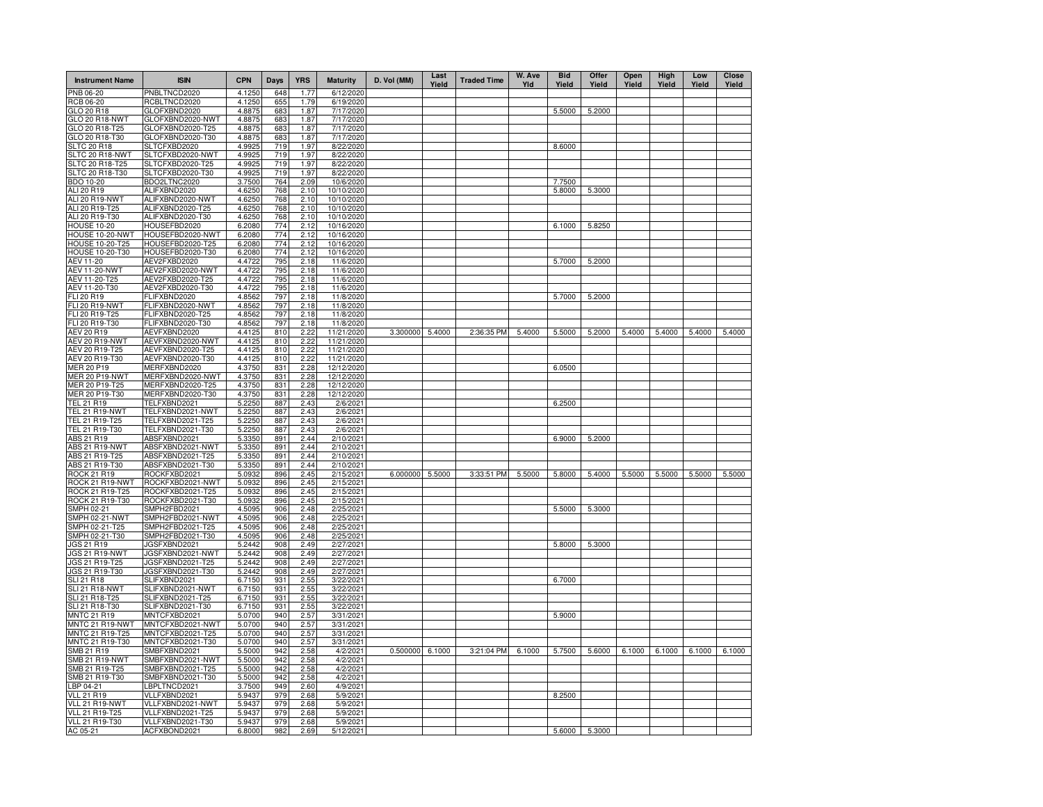| Instrument Name | ISIN | CPN | Days | YRS | Maturity | D. Vol (MM) | Last Yield | Traded Time | W. Ave Yld | Bid Yield | Offer Yield | Open Yield | High Yield | Low Yield | Close Yield |
|---|---|---|---|---|---|---|---|---|---|---|---|---|---|---|---|
| PNB 06-20 | PNBLTNCD2020 | 4.1250 | 648 | 1.77 | 6/12/2020 | | | | | | | | | | |
| RCB 06-20 | RCBLTNCD2020 | 4.1250 | 655 | 1.79 | 6/19/2020 | | | | | | | | | | |
| GLO 20 R18 | GLOFXBND2020 | 4.8875 | 683 | 1.87 | 7/17/2020 | | | | | 5.5000 | 5.2000 | | | | |
| GLO 20 R18-NWT | GLOFXBND2020-NWT | 4.8875 | 683 | 1.87 | 7/17/2020 | | | | | | | | | | |
| GLO 20 R18-T25 | GLOFXBND2020-T25 | 4.8875 | 683 | 1.87 | 7/17/2020 | | | | | | | | | | |
| GLO 20 R18-T30 | GLOFXBND2020-T30 | 4.8875 | 683 | 1.87 | 7/17/2020 | | | | | | | | | | |
| SLTC 20 R18 | SLTCFXBD2020 | 4.9925 | 719 | 1.97 | 8/22/2020 | | | | | 8.6000 | | | | | |
| SLTC 20 R18-NWT | SLTCFXBD2020-NWT | 4.9925 | 719 | 1.97 | 8/22/2020 | | | | | | | | | | |
| SLTC 20 R18-T25 | SLTCFXBD2020-T25 | 4.9925 | 719 | 1.97 | 8/22/2020 | | | | | | | | | | |
| SLTC 20 R18-T30 | SLTCFXBD2020-T30 | 4.9925 | 719 | 1.97 | 8/22/2020 | | | | | | | | | | |
| BDO 10-20 | BDO2LTNC2020 | 3.7500 | 764 | 2.09 | 10/6/2020 | | | | | 7.7500 | | | | | |
| ALI 20 R19 | ALIFXBND2020 | 4.6250 | 768 | 2.10 | 10/10/2020 | | | | | 5.8000 | 5.3000 | | | | |
| ALI 20 R19-NWT | ALIFXBND2020-NWT | 4.6250 | 768 | 2.10 | 10/10/2020 | | | | | | | | | | |
| ALI 20 R19-T25 | ALIFXBND2020-T25 | 4.6250 | 768 | 2.10 | 10/10/2020 | | | | | | | | | | |
| ALI 20 R19-T30 | ALIFXBND2020-T30 | 4.6250 | 768 | 2.10 | 10/10/2020 | | | | | | | | | | |
| HOUSE 10-20 | HOUSEFBD2020 | 6.2080 | 774 | 2.12 | 10/16/2020 | | | | | 6.1000 | 5.8250 | | | | |
| HOUSE 10-20-NWT | HOUSEFBD2020-NWT | 6.2080 | 774 | 2.12 | 10/16/2020 | | | | | | | | | | |
| HOUSE 10-20-T25 | HOUSEFBD2020-T25 | 6.2080 | 774 | 2.12 | 10/16/2020 | | | | | | | | | | |
| HOUSE 10-20-T30 | HOUSEFBD2020-T30 | 6.2080 | 774 | 2.12 | 10/16/2020 | | | | | | | | | | |
| AEV 11-20 | AEV2FXBD2020 | 4.4722 | 795 | 2.18 | 11/6/2020 | | | | | 5.7000 | 5.2000 | | | | |
| AEV 11-20-NWT | AEV2FXBD2020-NWT | 4.4722 | 795 | 2.18 | 11/6/2020 | | | | | | | | | | |
| AEV 11-20-T25 | AEV2FXBD2020-T25 | 4.4722 | 795 | 2.18 | 11/6/2020 | | | | | | | | | | |
| AEV 11-20-T30 | AEV2FXBD2020-T30 | 4.4722 | 795 | 2.18 | 11/6/2020 | | | | | | | | | | |
| FLI 20 R19 | FLIFXBND2020 | 4.8562 | 797 | 2.18 | 11/8/2020 | | | | | 5.7000 | 5.2000 | | | | |
| FLI 20 R19-NWT | FLIFXBND2020-NWT | 4.8562 | 797 | 2.18 | 11/8/2020 | | | | | | | | | | |
| FLI 20 R19-T25 | FLIFXBND2020-T25 | 4.8562 | 797 | 2.18 | 11/8/2020 | | | | | | | | | | |
| FLI 20 R19-T30 | FLIFXBND2020-T30 | 4.8562 | 797 | 2.18 | 11/8/2020 | | | | | | | | | | |
| AEV 20 R19 | AEVFXBND2020 | 4.4125 | 810 | 2.22 | 11/21/2020 | 3.300000 | 5.4000 | 2:36:35 PM | 5.4000 | 5.5000 | 5.2000 | 5.4000 | 5.4000 | 5.4000 | 5.4000 |
| AEV 20 R19-NWT | AEVFXBND2020-NWT | 4.4125 | 810 | 2.22 | 11/21/2020 | | | | | | | | | | |
| AEV 20 R19-T25 | AEVFXBND2020-T25 | 4.4125 | 810 | 2.22 | 11/21/2020 | | | | | | | | | | |
| AEV 20 R19-T30 | AEVFXBND2020-T30 | 4.4125 | 810 | 2.22 | 11/21/2020 | | | | | | | | | | |
| MER 20 P19 | MERFXBND2020 | 4.3750 | 831 | 2.28 | 12/12/2020 | | | | | 6.0500 | | | | | |
| MER 20 P19-NWT | MERFXBND2020-NWT | 4.3750 | 831 | 2.28 | 12/12/2020 | | | | | | | | | | |
| MER 20 P19-T25 | MERFXBND2020-T25 | 4.3750 | 831 | 2.28 | 12/12/2020 | | | | | | | | | | |
| MER 20 P19-T30 | MERFXBND2020-T30 | 4.3750 | 831 | 2.28 | 12/12/2020 | | | | | | | | | | |
| TEL 21 R19 | TELFXBND2021 | 5.2250 | 887 | 2.43 | 2/6/2021 | | | | | 6.2500 | | | | | |
| TEL 21 R19-NWT | TELFXBND2021-NWT | 5.2250 | 887 | 2.43 | 2/6/2021 | | | | | | | | | | |
| TEL 21 R19-T25 | TELFXBND2021-T25 | 5.2250 | 887 | 2.43 | 2/6/2021 | | | | | | | | | | |
| TEL 21 R19-T30 | TELFXBND2021-T30 | 5.2250 | 887 | 2.43 | 2/6/2021 | | | | | | | | | | |
| ABS 21 R19 | ABSFXBND2021 | 5.3350 | 891 | 2.44 | 2/10/2021 | | | | | 6.9000 | 5.2000 | | | | |
| ABS 21 R19-NWT | ABSFXBND2021-NWT | 5.3350 | 891 | 2.44 | 2/10/2021 | | | | | | | | | | |
| ABS 21 R19-T25 | ABSFXBND2021-T25 | 5.3350 | 891 | 2.44 | 2/10/2021 | | | | | | | | | | |
| ABS 21 R19-T30 | ABSFXBND2021-T30 | 5.3350 | 891 | 2.44 | 2/10/2021 | | | | | | | | | | |
| ROCK 21 R19 | ROCKFXBD2021 | 5.0932 | 896 | 2.45 | 2/15/2021 | 6.000000 | 5.5000 | 3:33:51 PM | 5.5000 | 5.8000 | 5.4000 | 5.5000 | 5.5000 | 5.5000 | 5.5000 |
| ROCK 21 R19-NWT | ROCKFXBD2021-NWT | 5.0932 | 896 | 2.45 | 2/15/2021 | | | | | | | | | | |
| ROCK 21 R19-T25 | ROCKFXBD2021-T25 | 5.0932 | 896 | 2.45 | 2/15/2021 | | | | | | | | | | |
| ROCK 21 R19-T30 | ROCKFXBD2021-T30 | 5.0932 | 896 | 2.45 | 2/15/2021 | | | | | | | | | | |
| SMPH 02-21 | SMPH2FBD2021 | 4.5095 | 906 | 2.48 | 2/25/2021 | | | | | 5.5000 | 5.3000 | | | | |
| SMPH 02-21-NWT | SMPH2FBD2021-NWT | 4.5095 | 906 | 2.48 | 2/25/2021 | | | | | | | | | | |
| SMPH 02-21-T25 | SMPH2FBD2021-T25 | 4.5095 | 906 | 2.48 | 2/25/2021 | | | | | | | | | | |
| SMPH 02-21-T30 | SMPH2FBD2021-T30 | 4.5095 | 906 | 2.48 | 2/25/2021 | | | | | | | | | | |
| JGS 21 R19 | JGSFXBND2021 | 5.2442 | 908 | 2.49 | 2/27/2021 | | | | | 5.8000 | 5.3000 | | | | |
| JGS 21 R19-NWT | JGSFXBND2021-NWT | 5.2442 | 908 | 2.49 | 2/27/2021 | | | | | | | | | | |
| JGS 21 R19-T25 | JGSFXBND2021-T25 | 5.2442 | 908 | 2.49 | 2/27/2021 | | | | | | | | | | |
| JGS 21 R19-T30 | JGSFXBND2021-T30 | 5.2442 | 908 | 2.49 | 2/27/2021 | | | | | | | | | | |
| SLI 21 R18 | SLIFXBND2021 | 6.7150 | 931 | 2.55 | 3/22/2021 | | | | | 6.7000 | | | | | |
| SLI 21 R18-NWT | SLIFXBND2021-NWT | 6.7150 | 931 | 2.55 | 3/22/2021 | | | | | | | | | | |
| SLI 21 R18-T25 | SLIFXBND2021-T25 | 6.7150 | 931 | 2.55 | 3/22/2021 | | | | | | | | | | |
| SLI 21 R18-T30 | SLIFXBND2021-T30 | 6.7150 | 931 | 2.55 | 3/22/2021 | | | | | | | | | | |
| MNTC 21 R19 | MNTCFXBD2021 | 5.0700 | 940 | 2.57 | 3/31/2021 | | | | | 5.9000 | | | | | |
| MNTC 21 R19-NWT | MNTCFXBD2021-NWT | 5.0700 | 940 | 2.57 | 3/31/2021 | | | | | | | | | | |
| MNTC 21 R19-T25 | MNTCFXBD2021-T25 | 5.0700 | 940 | 2.57 | 3/31/2021 | | | | | | | | | | |
| MNTC 21 R19-T30 | MNTCFXBD2021-T30 | 5.0700 | 940 | 2.57 | 3/31/2021 | | | | | | | | | | |
| SMB 21 R19 | SMBFXBND2021 | 5.5000 | 942 | 2.58 | 4/2/2021 | 0.500000 | 6.1000 | 3:21:04 PM | 6.1000 | 5.7500 | 5.6000 | 6.1000 | 6.1000 | 6.1000 | 6.1000 |
| SMB 21 R19-NWT | SMBFXBND2021-NWT | 5.5000 | 942 | 2.58 | 4/2/2021 | | | | | | | | | | |
| SMB 21 R19-T25 | SMBFXBND2021-T25 | 5.5000 | 942 | 2.58 | 4/2/2021 | | | | | | | | | | |
| SMB 21 R19-T30 | SMBFXBND2021-T30 | 5.5000 | 942 | 2.58 | 4/2/2021 | | | | | | | | | | |
| LBP 04-21 | LBPLTNCD2021 | 3.7500 | 949 | 2.60 | 4/9/2021 | | | | | | | | | | |
| VLL 21 R19 | VLLFXBND2021 | 5.9437 | 979 | 2.68 | 5/9/2021 | | | | | 8.2500 | | | | | |
| VLL 21 R19-NWT | VLLFXBND2021-NWT | 5.9437 | 979 | 2.68 | 5/9/2021 | | | | | | | | | | |
| VLL 21 R19-T25 | VLLFXBND2021-T25 | 5.9437 | 979 | 2.68 | 5/9/2021 | | | | | | | | | | |
| VLL 21 R19-T30 | VLLFXBND2021-T30 | 5.9437 | 979 | 2.68 | 5/9/2021 | | | | | | | | | | |
| AC 05-21 | ACFXBOND2021 | 6.8000 | 982 | 2.69 | 5/12/2021 | | | | | 5.6000 | 5.3000 | | | | |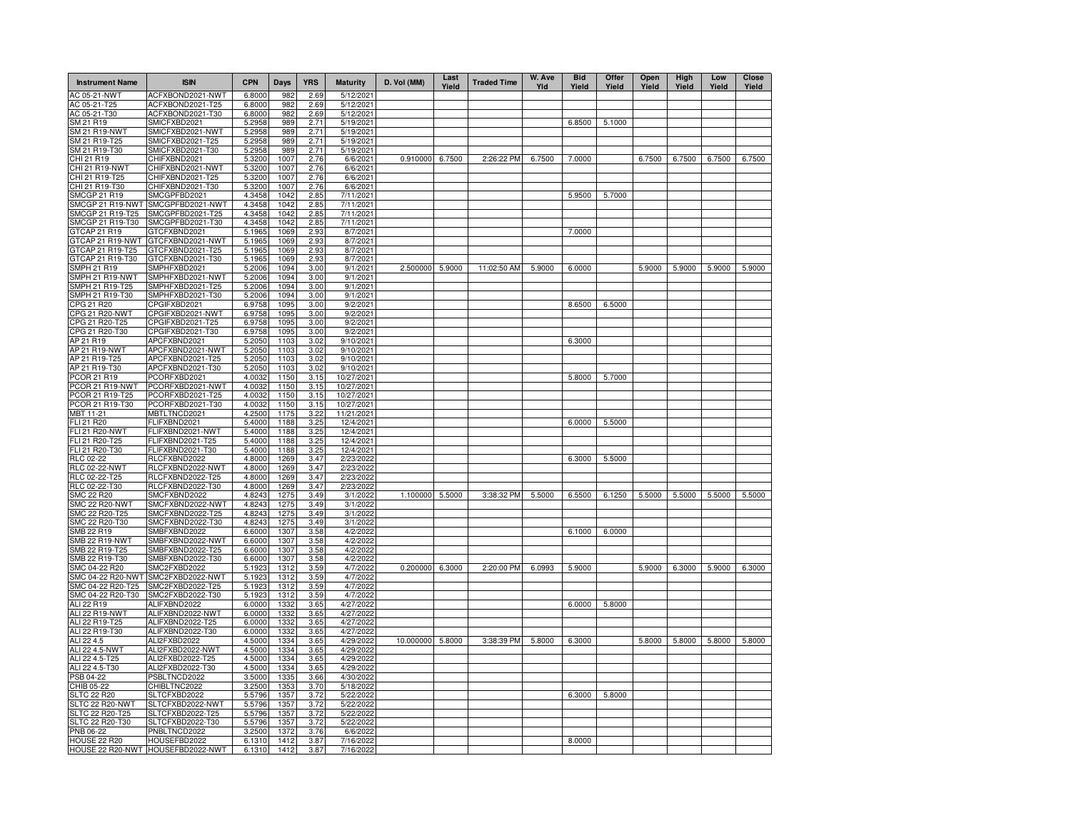| Instrument Name | ISIN | CPN | Days | YRS | Maturity | D. Vol (MM) | Last Yield | Traded Time | W. Ave Yld | Bid Yield | Offer Yield | Open Yield | High Yield | Low Yield | Close Yield |
|---|---|---|---|---|---|---|---|---|---|---|---|---|---|---|---|
| AC 05-21-NWT | ACFXBOND2021-NWT | 6.8000 | 982 | 2.69 | 5/12/2021 | | | | | | | | | | |
| AC 05-21-T25 | ACFXBOND2021-T25 | 6.8000 | 982 | 2.69 | 5/12/2021 | | | | | | | | | | |
| AC 05-21-T30 | ACFXBOND2021-T30 | 6.8000 | 982 | 2.69 | 5/12/2021 | | | | | | | | | | |
| SM 21 R19 | SMICFXBD2021 | 5.2958 | 989 | 2.71 | 5/19/2021 | | | | | 6.8500 | 5.1000 | | | | |
| SM 21 R19-NWT | SMICFXBD2021-NWT | 5.2958 | 989 | 2.71 | 5/19/2021 | | | | | | | | | | |
| SM 21 R19-T25 | SMICFXBD2021-T25 | 5.2958 | 989 | 2.71 | 5/19/2021 | | | | | | | | | | |
| SM 21 R19-T30 | SMICFXBD2021-T30 | 5.2958 | 989 | 2.71 | 5/19/2021 | | | | | | | | | | |
| CHI 21 R19 | CHIFXBND2021 | 5.3200 | 1007 | 2.76 | 6/6/2021 | 0.910000 | 6.7500 | 2:26:22 PM | 6.7500 | 7.0000 | | 6.7500 | 6.7500 | 6.7500 | 6.7500 |
| CHI 21 R19-NWT | CHIFXBND2021-NWT | 5.3200 | 1007 | 2.76 | 6/6/2021 | | | | | | | | | | |
| CHI 21 R19-T25 | CHIFXBND2021-T25 | 5.3200 | 1007 | 2.76 | 6/6/2021 | | | | | | | | | | |
| CHI 21 R19-T30 | CHIFXBND2021-T30 | 5.3200 | 1007 | 2.76 | 6/6/2021 | | | | | | | | | | |
| SMCGP 21 R19 | SMCGPFBD2021 | 4.3458 | 1042 | 2.85 | 7/11/2021 | | | | | 5.9500 | 5.7000 | | | | |
| SMCGP 21 R19-NWT | SMCGPFBD2021-NWT | 4.3458 | 1042 | 2.85 | 7/11/2021 | | | | | | | | | | |
| SMCGP 21 R19-T25 | SMCGPFBD2021-T25 | 4.3458 | 1042 | 2.85 | 7/11/2021 | | | | | | | | | | |
| SMCGP 21 R19-T30 | SMCGPFBD2021-T30 | 4.3458 | 1042 | 2.85 | 7/11/2021 | | | | | | | | | | |
| GTCAP 21 R19 | GTCFXBND2021 | 5.1965 | 1069 | 2.93 | 8/7/2021 | | | | | 7.0000 | | | | | |
| GTCAP 21 R19-NWT | GTCFXBND2021-NWT | 5.1965 | 1069 | 2.93 | 8/7/2021 | | | | | | | | | | |
| GTCAP 21 R19-T25 | GTCFXBND2021-T25 | 5.1965 | 1069 | 2.93 | 8/7/2021 | | | | | | | | | | |
| GTCAP 21 R19-T30 | GTCFXBND2021-T30 | 5.1965 | 1069 | 2.93 | 8/7/2021 | | | | | | | | | | |
| SMPH 21 R19 | SMPHFXBD2021 | 5.2006 | 1094 | 3.00 | 9/1/2021 | 2.500000 | 5.9000 | 11:02:50 AM | 5.9000 | 6.0000 | | 5.9000 | 5.9000 | 5.9000 | 5.9000 |
| SMPH 21 R19-NWT | SMPHFXBD2021-NWT | 5.2006 | 1094 | 3.00 | 9/1/2021 | | | | | | | | | | |
| SMPH 21 R19-T25 | SMPHFXBD2021-T25 | 5.2006 | 1094 | 3.00 | 9/1/2021 | | | | | | | | | | |
| SMPH 21 R19-T30 | SMPHFXBD2021-T30 | 5.2006 | 1094 | 3.00 | 9/1/2021 | | | | | | | | | | |
| CPG 21 R20 | CPGIFXBD2021 | 6.9758 | 1095 | 3.00 | 9/2/2021 | | | | | 8.6500 | 6.5000 | | | | |
| CPG 21 R20-NWT | CPGIFXBD2021-NWT | 6.9758 | 1095 | 3.00 | 9/2/2021 | | | | | | | | | | |
| CPG 21 R20-T25 | CPGIFXBD2021-T25 | 6.9758 | 1095 | 3.00 | 9/2/2021 | | | | | | | | | | |
| CPG 21 R20-T30 | CPGIFXBD2021-T30 | 6.9758 | 1095 | 3.00 | 9/2/2021 | | | | | | | | | | |
| AP 21 R19 | APCFXBND2021 | 5.2050 | 1103 | 3.02 | 9/10/2021 | | | | | 6.3000 | | | | | |
| AP 21 R19-NWT | APCFXBND2021-NWT | 5.2050 | 1103 | 3.02 | 9/10/2021 | | | | | | | | | | |
| AP 21 R19-T25 | APCFXBND2021-T25 | 5.2050 | 1103 | 3.02 | 9/10/2021 | | | | | | | | | | |
| AP 21 R19-T30 | APCFXBND2021-T30 | 5.2050 | 1103 | 3.02 | 9/10/2021 | | | | | | | | | | |
| PCOR 21 R19 | PCORFXBD2021 | 4.0032 | 1150 | 3.15 | 10/27/2021 | | | | | 5.8000 | 5.7000 | | | | |
| PCOR 21 R19-NWT | PCORFXBD2021-NWT | 4.0032 | 1150 | 3.15 | 10/27/2021 | | | | | | | | | | |
| PCOR 21 R19-T25 | PCORFXBD2021-T25 | 4.0032 | 1150 | 3.15 | 10/27/2021 | | | | | | | | | | |
| PCOR 21 R19-T30 | PCORFXBD2021-T30 | 4.0032 | 1150 | 3.15 | 10/27/2021 | | | | | | | | | | |
| MBT 11-21 | MBTLTNCD2021 | 4.2500 | 1175 | 3.22 | 11/21/2021 | | | | | | | | | | |
| FLI 21 R20 | FLIFXBND2021 | 5.4000 | 1188 | 3.25 | 12/4/2021 | | | | | 6.0000 | 5.5000 | | | | |
| FLI 21 R20-NWT | FLIFXBND2021-NWT | 5.4000 | 1188 | 3.25 | 12/4/2021 | | | | | | | | | | |
| FLI 21 R20-T25 | FLIFXBND2021-T25 | 5.4000 | 1188 | 3.25 | 12/4/2021 | | | | | | | | | | |
| FLI 21 R20-T30 | FLIFXBND2021-T30 | 5.4000 | 1188 | 3.25 | 12/4/2021 | | | | | | | | | | |
| RLC 02-22 | RLCFXBND2022 | 4.8000 | 1269 | 3.47 | 2/23/2022 | | | | | 6.3000 | 5.5000 | | | | |
| RLC 02-22-NWT | RLCFXBND2022-NWT | 4.8000 | 1269 | 3.47 | 2/23/2022 | | | | | | | | | | |
| RLC 02-22-T25 | RLCFXBND2022-T25 | 4.8000 | 1269 | 3.47 | 2/23/2022 | | | | | | | | | | |
| RLC 02-22-T30 | RLCFXBND2022-T30 | 4.8000 | 1269 | 3.47 | 2/23/2022 | | | | | | | | | | |
| SMC 22 R20 | SMCFXBND2022 | 4.8243 | 1275 | 3.49 | 3/1/2022 | 1.100000 | 5.5000 | 3:38:32 PM | 5.5000 | 6.5500 | 6.1250 | 5.5000 | 5.5000 | 5.5000 | 5.5000 |
| SMC 22 R20-NWT | SMCFXBND2022-NWT | 4.8243 | 1275 | 3.49 | 3/1/2022 | | | | | | | | | | |
| SMC 22 R20-T25 | SMCFXBND2022-T25 | 4.8243 | 1275 | 3.49 | 3/1/2022 | | | | | | | | | | |
| SMC 22 R20-T30 | SMCFXBND2022-T30 | 4.8243 | 1275 | 3.49 | 3/1/2022 | | | | | | | | | | |
| SMB 22 R19 | SMBFXBND2022 | 6.6000 | 1307 | 3.58 | 4/2/2022 | | | | | 6.1000 | 6.0000 | | | | |
| SMB 22 R19-NWT | SMBFXBND2022-NWT | 6.6000 | 1307 | 3.58 | 4/2/2022 | | | | | | | | | | |
| SMB 22 R19-T25 | SMBFXBND2022-T25 | 6.6000 | 1307 | 3.58 | 4/2/2022 | | | | | | | | | | |
| SMB 22 R19-T30 | SMBFXBND2022-T30 | 6.6000 | 1307 | 3.58 | 4/2/2022 | | | | | | | | | | |
| SMC 04-22 R20 | SMC2FXBD2022 | 5.1923 | 1312 | 3.59 | 4/7/2022 | 0.200000 | 6.3000 | 2:20:00 PM | 6.0993 | 5.9000 | | 5.9000 | 6.3000 | 5.9000 | 6.3000 |
| SMC 04-22 R20-NWT | SMC2FXBD2022-NWT | 5.1923 | 1312 | 3.59 | 4/7/2022 | | | | | | | | | | |
| SMC 04-22 R20-T25 | SMC2FXBD2022-T25 | 5.1923 | 1312 | 3.59 | 4/7/2022 | | | | | | | | | | |
| SMC 04-22 R20-T30 | SMC2FXBD2022-T30 | 5.1923 | 1312 | 3.59 | 4/7/2022 | | | | | | | | | | |
| ALI 22 R19 | ALIFXBND2022 | 6.0000 | 1332 | 3.65 | 4/27/2022 | | | | | 6.0000 | 5.8000 | | | | |
| ALI 22 R19-NWT | ALIFXBND2022-NWT | 6.0000 | 1332 | 3.65 | 4/27/2022 | | | | | | | | | | |
| ALI 22 R19-T25 | ALIFXBND2022-T25 | 6.0000 | 1332 | 3.65 | 4/27/2022 | | | | | | | | | | |
| ALI 22 R19-T30 | ALIFXBND2022-T30 | 6.0000 | 1332 | 3.65 | 4/27/2022 | | | | | | | | | | |
| ALI 22 4.5 | ALI2FXBD2022 | 4.5000 | 1334 | 3.65 | 4/29/2022 | 10.000000 | 5.8000 | 3:38:39 PM | 5.8000 | 6.3000 | | 5.8000 | 5.8000 | 5.8000 | 5.8000 |
| ALI 22 4.5-NWT | ALI2FXBD2022-NWT | 4.5000 | 1334 | 3.65 | 4/29/2022 | | | | | | | | | | |
| ALI 22 4.5-T25 | ALI2FXBD2022-T25 | 4.5000 | 1334 | 3.65 | 4/29/2022 | | | | | | | | | | |
| ALI 22 4.5-T30 | ALI2FXBD2022-T30 | 4.5000 | 1334 | 3.65 | 4/29/2022 | | | | | | | | | | |
| PSB 04-22 | PSBLTNCD2022 | 3.5000 | 1335 | 3.66 | 4/30/2022 | | | | | | | | | | |
| CHIB 05-22 | CHIBLTNC2022 | 3.2500 | 1353 | 3.70 | 5/18/2022 | | | | | | | | | | |
| SLTC 22 R20 | SLTCFXBD2022 | 5.5796 | 1357 | 3.72 | 5/22/2022 | | | | | 6.3000 | 5.8000 | | | | |
| SLTC 22 R20-NWT | SLTCFXBD2022-NWT | 5.5796 | 1357 | 3.72 | 5/22/2022 | | | | | | | | | | |
| SLTC 22 R20-T25 | SLTCFXBD2022-T25 | 5.5796 | 1357 | 3.72 | 5/22/2022 | | | | | | | | | | |
| SLTC 22 R20-T30 | SLTCFXBD2022-T30 | 5.5796 | 1357 | 3.72 | 5/22/2022 | | | | | | | | | | |
| PNB 06-22 | PNBLTNCD2022 | 3.2500 | 1372 | 3.76 | 6/6/2022 | | | | | | | | | | |
| HOUSE 22 R20 | HOUSEFBD2022 | 6.1310 | 1412 | 3.87 | 7/16/2022 | | | | | 8.0000 | | | | | |
| HOUSE 22 R20-NWT | HOUSEFBD2022-NWT | 6.1310 | 1412 | 3.87 | 7/16/2022 | | | | | | | | | | |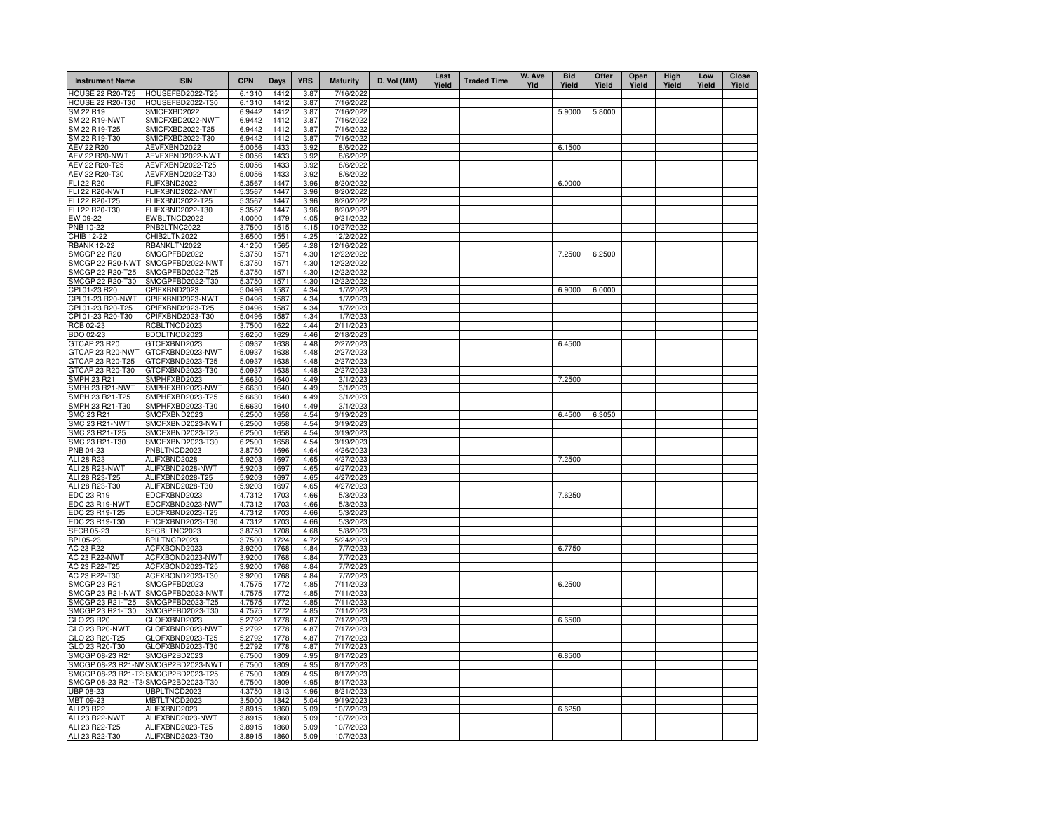| Instrument Name | ISIN | CPN | Days | YRS | Maturity | D. Vol (MM) | Last Yield | Traded Time | W. Ave Yld | Bid Yield | Offer Yield | Open Yield | High Yield | Low Yield | Close Yield |
|---|---|---|---|---|---|---|---|---|---|---|---|---|---|---|---|
| HOUSE 22 R20-T25 | HOUSEFBD2022-T25 | 6.1310 | 1412 | 3.87 | 7/16/2022 | | | | | | | | | | |
| HOUSE 22 R20-T30 | HOUSEFBD2022-T30 | 6.1310 | 1412 | 3.87 | 7/16/2022 | | | | | | | | | | |
| SM 22 R19 | SMICFXBD2022 | 6.9442 | 1412 | 3.87 | 7/16/2022 | | | | | 5.9000 | 5.8000 | | | | |
| SM 22 R19-NWT | SMICFXBD2022-NWT | 6.9442 | 1412 | 3.87 | 7/16/2022 | | | | | | | | | | |
| SM 22 R19-T25 | SMICFXBD2022-T25 | 6.9442 | 1412 | 3.87 | 7/16/2022 | | | | | | | | | | |
| SM 22 R19-T30 | SMICFXBD2022-T30 | 6.9442 | 1412 | 3.87 | 7/16/2022 | | | | | | | | | | |
| AEV 22 R20 | AEVFXBND2022 | 5.0056 | 1433 | 3.92 | 8/6/2022 | | | | | 6.1500 | | | | | |
| AEV 22 R20-NWT | AEVFXBND2022-NWT | 5.0056 | 1433 | 3.92 | 8/6/2022 | | | | | | | | | | |
| AEV 22 R20-T25 | AEVFXBND2022-T25 | 5.0056 | 1433 | 3.92 | 8/6/2022 | | | | | | | | | | |
| AEV 22 R20-T30 | AEVFXBND2022-T30 | 5.0056 | 1433 | 3.92 | 8/6/2022 | | | | | | | | | | |
| FLI 22 R20 | FLIFXBND2022 | 5.3567 | 1447 | 3.96 | 8/20/2022 | | | | | 6.0000 | | | | | |
| FLI 22 R20-NWT | FLIFXBND2022-NWT | 5.3567 | 1447 | 3.96 | 8/20/2022 | | | | | | | | | | |
| FLI 22 R20-T25 | FLIFXBND2022-T25 | 5.3567 | 1447 | 3.96 | 8/20/2022 | | | | | | | | | | |
| FLI 22 R20-T30 | FLIFXBND2022-T30 | 5.3567 | 1447 | 3.96 | 8/20/2022 | | | | | | | | | | |
| EW 09-22 | EWBLTNCD2022 | 4.0000 | 1479 | 4.05 | 9/21/2022 | | | | | | | | | | |
| PNB 10-22 | PNB2LTNC2022 | 3.7500 | 1515 | 4.15 | 10/27/2022 | | | | | | | | | | |
| CHIB 12-22 | CHIB2LTN2022 | 3.6500 | 1551 | 4.25 | 12/2/2022 | | | | | | | | | | |
| RBANK 12-22 | RBANKLTN2022 | 4.1250 | 1565 | 4.28 | 12/16/2022 | | | | | | | | | | |
| SMCGP 22 R20 | SMCGPFBD2022 | 5.3750 | 1571 | 4.30 | 12/22/2022 | | | | | 7.2500 | 6.2500 | | | | |
| SMCGP 22 R20-NWT | SMCGPFBD2022-NWT | 5.3750 | 1571 | 4.30 | 12/22/2022 | | | | | | | | | | |
| SMCGP 22 R20-T25 | SMCGPFBD2022-T25 | 5.3750 | 1571 | 4.30 | 12/22/2022 | | | | | | | | | | |
| SMCGP 22 R20-T30 | SMCGPFBD2022-T30 | 5.3750 | 1571 | 4.30 | 12/22/2022 | | | | | | | | | | |
| CPI 01-23 R20 | CPIFXBND2023 | 5.0496 | 1587 | 4.34 | 1/7/2023 | | | | | 6.9000 | 6.0000 | | | | |
| CPI 01-23 R20-NWT | CPIFXBND2023-NWT | 5.0496 | 1587 | 4.34 | 1/7/2023 | | | | | | | | | | |
| CPI 01-23 R20-T25 | CPIFXBND2023-T25 | 5.0496 | 1587 | 4.34 | 1/7/2023 | | | | | | | | | | |
| CPI 01-23 R20-T30 | CPIFXBND2023-T30 | 5.0496 | 1587 | 4.34 | 1/7/2023 | | | | | | | | | | |
| RCB 02-23 | RCBLTNCD2023 | 3.7500 | 1622 | 4.44 | 2/11/2023 | | | | | | | | | | |
| BDO 02-23 | BDOLTNCD2023 | 3.6250 | 1629 | 4.46 | 2/18/2023 | | | | | | | | | | |
| GTCAP 23 R20 | GTCFXBND2023 | 5.0937 | 1638 | 4.48 | 2/27/2023 | | | | | 6.4500 | | | | | |
| GTCAP 23 R20-NWT | GTCFXBND2023-NWT | 5.0937 | 1638 | 4.48 | 2/27/2023 | | | | | | | | | | |
| GTCAP 23 R20-T25 | GTCFXBND2023-T25 | 5.0937 | 1638 | 4.48 | 2/27/2023 | | | | | | | | | | |
| GTCAP 23 R20-T30 | GTCFXBND2023-T30 | 5.0937 | 1638 | 4.48 | 2/27/2023 | | | | | | | | | | |
| SMPH 23 R21 | SMPHFXBD2023 | 5.6630 | 1640 | 4.49 | 3/1/2023 | | | | | 7.2500 | | | | | |
| SMPH 23 R21-NWT | SMPHFXBD2023-NWT | 5.6630 | 1640 | 4.49 | 3/1/2023 | | | | | | | | | | |
| SMPH 23 R21-T25 | SMPHFXBD2023-T25 | 5.6630 | 1640 | 4.49 | 3/1/2023 | | | | | | | | | | |
| SMPH 23 R21-T30 | SMPHFXBD2023-T30 | 5.6630 | 1640 | 4.49 | 3/1/2023 | | | | | | | | | | |
| SMC 23 R21 | SMCFXBND2023 | 6.2500 | 1658 | 4.54 | 3/19/2023 | | | | | 6.4500 | 6.3050 | | | | |
| SMC 23 R21-NWT | SMCFXBND2023-NWT | 6.2500 | 1658 | 4.54 | 3/19/2023 | | | | | | | | | | |
| SMC 23 R21-T25 | SMCFXBND2023-T25 | 6.2500 | 1658 | 4.54 | 3/19/2023 | | | | | | | | | | |
| SMC 23 R21-T30 | SMCFXBND2023-T30 | 6.2500 | 1658 | 4.54 | 3/19/2023 | | | | | | | | | | |
| PNB 04-23 | PNBLTNCD2023 | 3.8750 | 1696 | 4.64 | 4/26/2023 | | | | | | | | | | |
| ALI 28 R23 | ALIFXBND2028 | 5.9203 | 1697 | 4.65 | 4/27/2023 | | | | | 7.2500 | | | | | |
| ALI 28 R23-NWT | ALIFXBND2028-NWT | 5.9203 | 1697 | 4.65 | 4/27/2023 | | | | | | | | | | |
| ALI 28 R23-T25 | ALIFXBND2028-T25 | 5.9203 | 1697 | 4.65 | 4/27/2023 | | | | | | | | | | |
| ALI 28 R23-T30 | ALIFXBND2028-T30 | 5.9203 | 1697 | 4.65 | 4/27/2023 | | | | | | | | | | |
| EDC 23 R19 | EDCFXBND2023 | 4.7312 | 1703 | 4.66 | 5/3/2023 | | | | | 7.6250 | | | | | |
| EDC 23 R19-NWT | EDCFXBND2023-NWT | 4.7312 | 1703 | 4.66 | 5/3/2023 | | | | | | | | | | |
| EDC 23 R19-T25 | EDCFXBND2023-T25 | 4.7312 | 1703 | 4.66 | 5/3/2023 | | | | | | | | | | |
| EDC 23 R19-T30 | EDCFXBND2023-T30 | 4.7312 | 1703 | 4.66 | 5/3/2023 | | | | | | | | | | |
| SECB 05-23 | SECBLTNC2023 | 3.8750 | 1708 | 4.68 | 5/8/2023 | | | | | | | | | | |
| BPI 05-23 | BPILTNCD2023 | 3.7500 | 1724 | 4.72 | 5/24/2023 | | | | | | | | | | |
| AC 23 R22 | ACFXBOND2023 | 3.9200 | 1768 | 4.84 | 7/7/2023 | | | | | 6.7750 | | | | | |
| AC 23 R22-NWT | ACFXBOND2023-NWT | 3.9200 | 1768 | 4.84 | 7/7/2023 | | | | | | | | | | |
| AC 23 R22-T25 | ACFXBOND2023-T25 | 3.9200 | 1768 | 4.84 | 7/7/2023 | | | | | | | | | | |
| AC 23 R22-T30 | ACFXBOND2023-T30 | 3.9200 | 1768 | 4.84 | 7/7/2023 | | | | | | | | | | |
| SMCGP 23 R21 | SMCGPFBD2023 | 4.7575 | 1772 | 4.85 | 7/11/2023 | | | | | 6.2500 | | | | | |
| SMCGP 23 R21-NWT | SMCGPFBD2023-NWT | 4.7575 | 1772 | 4.85 | 7/11/2023 | | | | | | | | | | |
| SMCGP 23 R21-T25 | SMCGPFBD2023-T25 | 4.7575 | 1772 | 4.85 | 7/11/2023 | | | | | | | | | | |
| SMCGP 23 R21-T30 | SMCGPFBD2023-T30 | 4.7575 | 1772 | 4.85 | 7/11/2023 | | | | | | | | | | |
| GLO 23 R20 | GLOFXBND2023 | 5.2792 | 1778 | 4.87 | 7/17/2023 | | | | | 6.6500 | | | | | |
| GLO 23 R20-NWT | GLOFXBND2023-NWT | 5.2792 | 1778 | 4.87 | 7/17/2023 | | | | | | | | | | |
| GLO 23 R20-T25 | GLOFXBND2023-T25 | 5.2792 | 1778 | 4.87 | 7/17/2023 | | | | | | | | | | |
| GLO 23 R20-T30 | GLOFXBND2023-T30 | 5.2792 | 1778 | 4.87 | 7/17/2023 | | | | | | | | | | |
| SMCGP 08-23 R21 | SMCGP2BD2023 | 6.7500 | 1809 | 4.95 | 8/17/2023 | | | | | 6.8500 | | | | | |
| SMCGP 08-23 R21-NWT | SMCGP2BD2023-NWT | 6.7500 | 1809 | 4.95 | 8/17/2023 | | | | | | | | | | |
| SMCGP 08-23 R21-T25 | SMCGP2BD2023-T25 | 6.7500 | 1809 | 4.95 | 8/17/2023 | | | | | | | | | | |
| SMCGP 08-23 R21-T30 | SMCGP2BD2023-T30 | 6.7500 | 1809 | 4.95 | 8/17/2023 | | | | | | | | | | |
| UBP 08-23 | UBPLTNCD2023 | 4.3750 | 1813 | 4.96 | 8/21/2023 | | | | | | | | | | |
| MBT 09-23 | MBTLTNCD2023 | 3.5000 | 1842 | 5.04 | 9/19/2023 | | | | | | | | | | |
| ALI 23 R22 | ALIFXBND2023 | 3.8915 | 1860 | 5.09 | 10/7/2023 | | | | | 6.6250 | | | | | |
| ALI 23 R22-NWT | ALIFXBND2023-NWT | 3.8915 | 1860 | 5.09 | 10/7/2023 | | | | | | | | | | |
| ALI 23 R22-T25 | ALIFXBND2023-T25 | 3.8915 | 1860 | 5.09 | 10/7/2023 | | | | | | | | | | |
| ALI 23 R22-T30 | ALIFXBND2023-T30 | 3.8915 | 1860 | 5.09 | 10/7/2023 | | | | | | | | | | |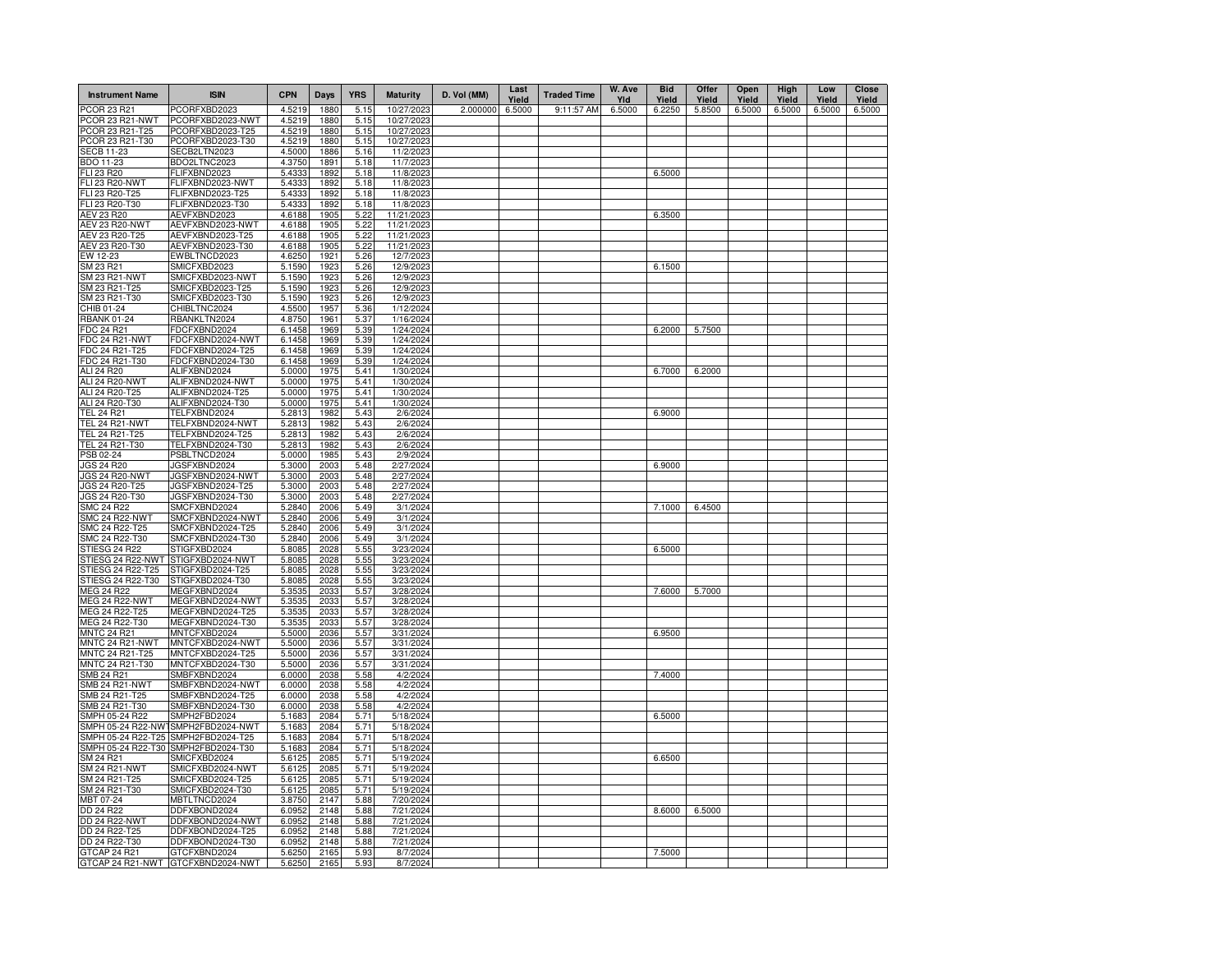| Instrument Name | ISIN | CPN | Days | YRS | Maturity | D. Vol (MM) | Last Yield | Traded Time | W. Ave Yld | Bid Yield | Offer Yield | Open Yield | High Yield | Low Yield | Close Yield |
|---|---|---|---|---|---|---|---|---|---|---|---|---|---|---|---|
| PCOR 23 R21 | PCORFXBD2023 | 4.5219 | 1880 | 5.15 | 10/27/2023 | 2.000000 | 6.5000 | 9:11:57 AM | 6.5000 | 6.2250 | 5.8500 | 6.5000 | 6.5000 | 6.5000 | 6.5000 |
| PCOR 23 R21-NWT | PCORFXBD2023-NWT | 4.5219 | 1880 | 5.15 | 10/27/2023 | | | | | | | | | | |
| PCOR 23 R21-T25 | PCORFXBD2023-T25 | 4.5219 | 1880 | 5.15 | 10/27/2023 | | | | | | | | | | |
| PCOR 23 R21-T30 | PCORFXBD2023-T30 | 4.5219 | 1880 | 5.15 | 10/27/2023 | | | | | | | | | | |
| SECB 11-23 | SECB2LTN2023 | 4.5000 | 1886 | 5.16 | 11/2/2023 | | | | | | | | | | |
| BDO 11-23 | BDO2LTNC2023 | 4.3750 | 1891 | 5.18 | 11/7/2023 | | | | | | | | | | |
| FLI 23 R20 | FLIFXBND2023 | 5.4333 | 1892 | 5.18 | 11/8/2023 | | | | | 6.5000 | | | | | |
| FLI 23 R20-NWT | FLIFXBND2023-NWT | 5.4333 | 1892 | 5.18 | 11/8/2023 | | | | | | | | | | |
| FLI 23 R20-T25 | FLIFXBND2023-T25 | 5.4333 | 1892 | 5.18 | 11/8/2023 | | | | | | | | | | |
| FLI 23 R20-T30 | FLIFXBND2023-T30 | 5.4333 | 1892 | 5.18 | 11/8/2023 | | | | | | | | | | |
| AEV 23 R20 | AEVFXBND2023 | 4.6188 | 1905 | 5.22 | 11/21/2023 | | | | | 6.3500 | | | | | |
| AEV 23 R20-NWT | AEVFXBND2023-NWT | 4.6188 | 1905 | 5.22 | 11/21/2023 | | | | | | | | | | |
| AEV 23 R20-T25 | AEVFXBND2023-T25 | 4.6188 | 1905 | 5.22 | 11/21/2023 | | | | | | | | | | |
| AEV 23 R20-T30 | AEVFXBND2023-T30 | 4.6188 | 1905 | 5.22 | 11/21/2023 | | | | | | | | | | |
| EW 12-23 | EWBLTNCD2023 | 4.6250 | 1921 | 5.26 | 12/7/2023 | | | | | | | | | | |
| SM 23 R21 | SMICFXBD2023 | 5.1590 | 1923 | 5.26 | 12/9/2023 | | | | | 6.1500 | | | | | |
| SM 23 R21-NWT | SMICFXBD2023-NWT | 5.1590 | 1923 | 5.26 | 12/9/2023 | | | | | | | | | | |
| SM 23 R21-T25 | SMICFXBD2023-T25 | 5.1590 | 1923 | 5.26 | 12/9/2023 | | | | | | | | | | |
| SM 23 R21-T30 | SMICFXBD2023-T30 | 5.1590 | 1923 | 5.26 | 12/9/2023 | | | | | | | | | | |
| CHIB 01-24 | CHIBLTNC2024 | 4.5500 | 1957 | 5.36 | 1/12/2024 | | | | | | | | | | |
| RBANK 01-24 | RBANKLTN2024 | 4.8750 | 1961 | 5.37 | 1/16/2024 | | | | | | | | | | |
| FDC 24 R21 | FDCFXBND2024 | 6.1458 | 1969 | 5.39 | 1/24/2024 | | | | | 6.2000 | 5.7500 | | | | |
| FDC 24 R21-NWT | FDCFXBND2024-NWT | 6.1458 | 1969 | 5.39 | 1/24/2024 | | | | | | | | | | |
| FDC 24 R21-T25 | FDCFXBND2024-T25 | 6.1458 | 1969 | 5.39 | 1/24/2024 | | | | | | | | | | |
| FDC 24 R21-T30 | FDCFXBND2024-T30 | 6.1458 | 1969 | 5.39 | 1/24/2024 | | | | | | | | | | |
| ALI 24 R20 | ALIFXBND2024 | 5.0000 | 1975 | 5.41 | 1/30/2024 | | | | | 6.7000 | 6.2000 | | | | |
| ALI 24 R20-NWT | ALIFXBND2024-NWT | 5.0000 | 1975 | 5.41 | 1/30/2024 | | | | | | | | | | |
| ALI 24 R20-T25 | ALIFXBND2024-T25 | 5.0000 | 1975 | 5.41 | 1/30/2024 | | | | | | | | | | |
| ALI 24 R20-T30 | ALIFXBND2024-T30 | 5.0000 | 1975 | 5.41 | 1/30/2024 | | | | | | | | | | |
| TEL 24 R21 | TELFXBND2024 | 5.2813 | 1982 | 5.43 | 2/6/2024 | | | | | 6.9000 | | | | | |
| TEL 24 R21-NWT | TELFXBND2024-NWT | 5.2813 | 1982 | 5.43 | 2/6/2024 | | | | | | | | | | |
| TEL 24 R21-T25 | TELFXBND2024-T25 | 5.2813 | 1982 | 5.43 | 2/6/2024 | | | | | | | | | | |
| TEL 24 R21-T30 | TELFXBND2024-T30 | 5.2813 | 1982 | 5.43 | 2/6/2024 | | | | | | | | | | |
| PSB 02-24 | PSBLTNCD2024 | 5.0000 | 1985 | 5.43 | 2/9/2024 | | | | | | | | | | |
| JGS 24 R20 | JGSFXBND2024 | 5.3000 | 2003 | 5.48 | 2/27/2024 | | | | | 6.9000 | | | | | |
| JGS 24 R20-NWT | JGSFXBND2024-NWT | 5.3000 | 2003 | 5.48 | 2/27/2024 | | | | | | | | | | |
| JGS 24 R20-T25 | JGSFXBND2024-T25 | 5.3000 | 2003 | 5.48 | 2/27/2024 | | | | | | | | | | |
| JGS 24 R20-T30 | JGSFXBND2024-T30 | 5.3000 | 2003 | 5.48 | 2/27/2024 | | | | | | | | | | |
| SMC 24 R22 | SMCFXBND2024 | 5.2840 | 2006 | 5.49 | 3/1/2024 | | | | | 7.1000 | 6.4500 | | | | |
| SMC 24 R22-NWT | SMCFXBND2024-NWT | 5.2840 | 2006 | 5.49 | 3/1/2024 | | | | | | | | | | |
| SMC 24 R22-T25 | SMCFXBND2024-T25 | 5.2840 | 2006 | 5.49 | 3/1/2024 | | | | | | | | | | |
| SMC 24 R22-T30 | SMCFXBND2024-T30 | 5.2840 | 2006 | 5.49 | 3/1/2024 | | | | | | | | | | |
| STIESG 24 R22 | STIGFXBD2024 | 5.8085 | 2028 | 5.55 | 3/23/2024 | | | | | 6.5000 | | | | | |
| STIESG 24 R22-NWT | STIGFXBD2024-NWT | 5.8085 | 2028 | 5.55 | 3/23/2024 | | | | | | | | | | |
| STIESG 24 R22-T25 | STIGFXBD2024-T25 | 5.8085 | 2028 | 5.55 | 3/23/2024 | | | | | | | | | | |
| STIESG 24 R22-T30 | STIGFXBD2024-T30 | 5.8085 | 2028 | 5.55 | 3/23/2024 | | | | | | | | | | |
| MEG 24 R22 | MEGFXBND2024 | 5.3535 | 2033 | 5.57 | 3/28/2024 | | | | | 7.6000 | 5.7000 | | | | |
| MEG 24 R22-NWT | MEGFXBND2024-NWT | 5.3535 | 2033 | 5.57 | 3/28/2024 | | | | | | | | | | |
| MEG 24 R22-T25 | MEGFXBND2024-T25 | 5.3535 | 2033 | 5.57 | 3/28/2024 | | | | | | | | | | |
| MEG 24 R22-T30 | MEGFXBND2024-T30 | 5.3535 | 2033 | 5.57 | 3/28/2024 | | | | | | | | | | |
| MNTC 24 R21 | MNTCFXBD2024 | 5.5000 | 2036 | 5.57 | 3/31/2024 | | | | | 6.9500 | | | | | |
| MNTC 24 R21-NWT | MNTCFXBD2024-NWT | 5.5000 | 2036 | 5.57 | 3/31/2024 | | | | | | | | | | |
| MNTC 24 R21-T25 | MNTCFXBD2024-T25 | 5.5000 | 2036 | 5.57 | 3/31/2024 | | | | | | | | | | |
| MNTC 24 R21-T30 | MNTCFXBD2024-T30 | 5.5000 | 2036 | 5.57 | 3/31/2024 | | | | | | | | | | |
| SMB 24 R21 | SMBFXBND2024 | 6.0000 | 2038 | 5.58 | 4/2/2024 | | | | | 7.4000 | | | | | |
| SMB 24 R21-NWT | SMBFXBND2024-NWT | 6.0000 | 2038 | 5.58 | 4/2/2024 | | | | | | | | | | |
| SMB 24 R21-T25 | SMBFXBND2024-T25 | 6.0000 | 2038 | 5.58 | 4/2/2024 | | | | | | | | | | |
| SMB 24 R21-T30 | SMBFXBND2024-T30 | 6.0000 | 2038 | 5.58 | 4/2/2024 | | | | | | | | | | |
| SMPH 05-24 R22 | SMPH2FBD2024 | 5.1683 | 2084 | 5.71 | 5/18/2024 | | | | | 6.5000 | | | | | |
| SMPH 05-24 R22-NWT | SMPH2FBD2024-NWT | 5.1683 | 2084 | 5.71 | 5/18/2024 | | | | | | | | | | |
| SMPH 05-24 R22-T25 | SMPH2FBD2024-T25 | 5.1683 | 2084 | 5.71 | 5/18/2024 | | | | | | | | | | |
| SMPH 05-24 R22-T30 | SMPH2FBD2024-T30 | 5.1683 | 2084 | 5.71 | 5/18/2024 | | | | | | | | | | |
| SM 24 R21 | SMICFXBD2024 | 5.6125 | 2085 | 5.71 | 5/19/2024 | | | | | 6.6500 | | | | | |
| SM 24 R21-NWT | SMICFXBD2024-NWT | 5.6125 | 2085 | 5.71 | 5/19/2024 | | | | | | | | | | |
| SM 24 R21-T25 | SMICFXBD2024-T25 | 5.6125 | 2085 | 5.71 | 5/19/2024 | | | | | | | | | | |
| SM 24 R21-T30 | SMICFXBD2024-T30 | 5.6125 | 2085 | 5.71 | 5/19/2024 | | | | | | | | | | |
| MBT 07-24 | MBTLTNCD2024 | 3.8750 | 2147 | 5.88 | 7/20/2024 | | | | | | | | | | |
| DD 24 R22 | DDFXBOND2024 | 6.0952 | 2148 | 5.88 | 7/21/2024 | | | | | 8.6000 | 6.5000 | | | | |
| DD 24 R22-NWT | DDFXBOND2024-NWT | 6.0952 | 2148 | 5.88 | 7/21/2024 | | | | | | | | | | |
| DD 24 R22-T25 | DDFXBOND2024-T25 | 6.0952 | 2148 | 5.88 | 7/21/2024 | | | | | | | | | | |
| DD 24 R22-T30 | DDFXBOND2024-T30 | 6.0952 | 2148 | 5.88 | 7/21/2024 | | | | | | | | | | |
| GTCAP 24 R21 | GTCFXBND2024 | 5.6250 | 2165 | 5.93 | 8/7/2024 | | | | | 7.5000 | | | | | |
| GTCAP 24 R21-NWT | GTCFXBND2024-NWT | 5.6250 | 2165 | 5.93 | 8/7/2024 | | | | | | | | | | |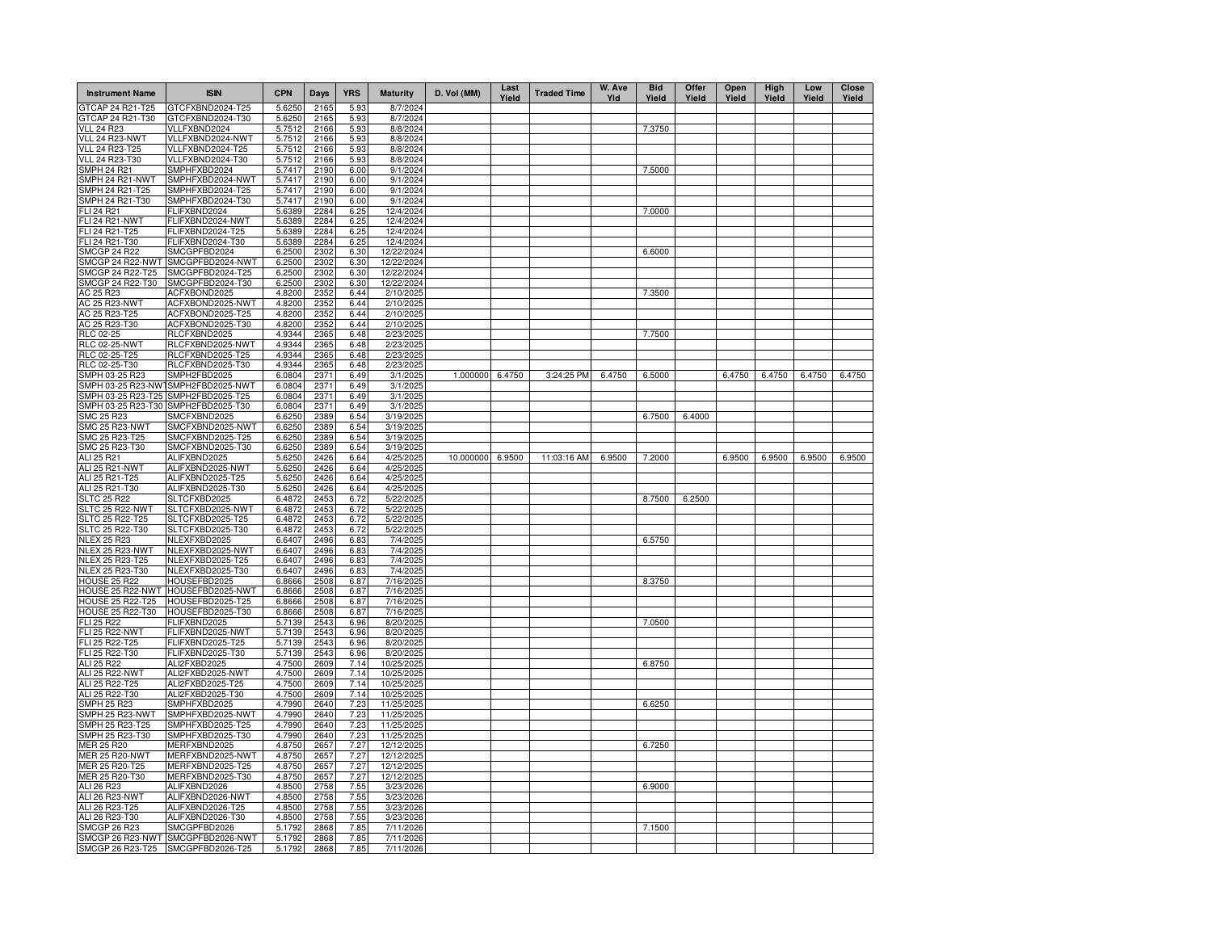| Instrument Name | ISIN | CPN | Days | YRS | Maturity | D. Vol (MM) | Last Yield | Traded Time | W. Ave Yld | Bid Yield | Offer Yield | Open Yield | High Yield | Low Yield | Close Yield |
|---|---|---|---|---|---|---|---|---|---|---|---|---|---|---|---|
| GTCAP 24 R21-T25 | GTCFXBND2024-T25 | 5.6250 | 2165 | 5.93 | 8/7/2024 | | | | | | | | | | |
| GTCAP 24 R21-T30 | GTCFXBND2024-T30 | 5.6250 | 2165 | 5.93 | 8/7/2024 | | | | | | | | | | |
| VLL 24 R23 | VLLFXBND2024 | 5.7512 | 2166 | 5.93 | 8/8/2024 | | | | | 7.3750 | | | | | |
| VLL 24 R23-NWT | VLLFXBND2024-NWT | 5.7512 | 2166 | 5.93 | 8/8/2024 | | | | | | | | | | |
| VLL 24 R23-T25 | VLLFXBND2024-T25 | 5.7512 | 2166 | 5.93 | 8/8/2024 | | | | | | | | | | |
| VLL 24 R23-T30 | VLLFXBND2024-T30 | 5.7512 | 2166 | 5.93 | 8/8/2024 | | | | | | | | | | |
| SMPH 24 R21 | SMPHFXBD2024 | 5.7417 | 2190 | 6.00 | 9/1/2024 | | | | | 7.5000 | | | | | |
| SMPH 24 R21-NWT | SMPHFXBD2024-NWT | 5.7417 | 2190 | 6.00 | 9/1/2024 | | | | | | | | | | |
| SMPH 24 R21-T25 | SMPHFXBD2024-T25 | 5.7417 | 2190 | 6.00 | 9/1/2024 | | | | | | | | | | |
| SMPH 24 R21-T30 | SMPHFXBD2024-T30 | 5.7417 | 2190 | 6.00 | 9/1/2024 | | | | | | | | | | |
| FLI 24 R21 | FLIFXBND2024 | 5.6389 | 2284 | 6.25 | 12/4/2024 | | | | | 7.0000 | | | | | |
| FLI 24 R21-NWT | FLIFXBND2024-NWT | 5.6389 | 2284 | 6.25 | 12/4/2024 | | | | | | | | | | |
| FLI 24 R21-T25 | FLIFXBND2024-T25 | 5.6389 | 2284 | 6.25 | 12/4/2024 | | | | | | | | | | |
| FLI 24 R21-T30 | FLIFXBND2024-T30 | 5.6389 | 2284 | 6.25 | 12/4/2024 | | | | | | | | | | |
| SMCGP 24 R22 | SMCGPFBD2024 | 6.2500 | 2302 | 6.30 | 12/22/2024 | | | | | 6.6000 | | | | | |
| SMCGP 24 R22-NWT | SMCGPFBD2024-NWT | 6.2500 | 2302 | 6.30 | 12/22/2024 | | | | | | | | | | |
| SMCGP 24 R22-T25 | SMCGPFBD2024-T25 | 6.2500 | 2302 | 6.30 | 12/22/2024 | | | | | | | | | | |
| SMCGP 24 R22-T30 | SMCGPFBD2024-T30 | 6.2500 | 2302 | 6.30 | 12/22/2024 | | | | | | | | | | |
| AC 25 R23 | ACFXBOND2025 | 4.8200 | 2352 | 6.44 | 2/10/2025 | | | | | 7.3500 | | | | | |
| AC 25 R23-NWT | ACFXBOND2025-NWT | 4.8200 | 2352 | 6.44 | 2/10/2025 | | | | | | | | | | |
| AC 25 R23-T25 | ACFXBOND2025-T25 | 4.8200 | 2352 | 6.44 | 2/10/2025 | | | | | | | | | | |
| AC 25 R23-T30 | ACFXBOND2025-T30 | 4.8200 | 2352 | 6.44 | 2/10/2025 | | | | | | | | | | |
| RLC 02-25 | RLCFXBND2025 | 4.9344 | 2365 | 6.48 | 2/23/2025 | | | | | 7.7500 | | | | | |
| RLC 02-25-NWT | RLCFXBND2025-NWT | 4.9344 | 2365 | 6.48 | 2/23/2025 | | | | | | | | | | |
| RLC 02-25-T25 | RLCFXBND2025-T25 | 4.9344 | 2365 | 6.48 | 2/23/2025 | | | | | | | | | | |
| RLC 02-25-T30 | RLCFXBND2025-T30 | 4.9344 | 2365 | 6.48 | 2/23/2025 | | | | | | | | | | |
| SMPH 03-25 R23 | SMPH2FBD2025 | 6.0804 | 2371 | 6.49 | 3/1/2025 | 1.000000 | 6.4750 | 3:24:25 PM | 6.4750 | 6.5000 | | 6.4750 | 6.4750 | 6.4750 | 6.4750 |
| SMPH 03-25 R23-NWT | SMPH2FBD2025-NWT | 6.0804 | 2371 | 6.49 | 3/1/2025 | | | | | | | | | | |
| SMPH 03-25 R23-T25 | SMPH2FBD2025-T25 | 6.0804 | 2371 | 6.49 | 3/1/2025 | | | | | | | | | | |
| SMPH 03-25 R23-T30 | SMPH2FBD2025-T30 | 6.0804 | 2371 | 6.49 | 3/1/2025 | | | | | | | | | | |
| SMC 25 R23 | SMCFXBND2025 | 6.6250 | 2389 | 6.54 | 3/19/2025 | | | | | 6.7500 | 6.4000 | | | | |
| SMC 25 R23-NWT | SMCFXBND2025-NWT | 6.6250 | 2389 | 6.54 | 3/19/2025 | | | | | | | | | | |
| SMC 25 R23-T25 | SMCFXBND2025-T25 | 6.6250 | 2389 | 6.54 | 3/19/2025 | | | | | | | | | | |
| SMC 25 R23-T30 | SMCFXBND2025-T30 | 6.6250 | 2389 | 6.54 | 3/19/2025 | | | | | | | | | | |
| ALI 25 R21 | ALIFXBND2025 | 5.6250 | 2426 | 6.64 | 4/25/2025 | 10.000000 | 6.9500 | 11:03:16 AM | 6.9500 | 7.2000 | | 6.9500 | 6.9500 | 6.9500 | 6.9500 |
| ALI 25 R21-NWT | ALIFXBND2025-NWT | 5.6250 | 2426 | 6.64 | 4/25/2025 | | | | | | | | | | |
| ALI 25 R21-T25 | ALIFXBND2025-T25 | 5.6250 | 2426 | 6.64 | 4/25/2025 | | | | | | | | | | |
| ALI 25 R21-T30 | ALIFXBND2025-T30 | 5.6250 | 2426 | 6.64 | 4/25/2025 | | | | | | | | | | |
| SLTC 25 R22 | SLTCFXBD2025 | 6.4872 | 2453 | 6.72 | 5/22/2025 | | | | | 8.7500 | 6.2500 | | | | |
| SLTC 25 R22-NWT | SLTCFXBD2025-NWT | 6.4872 | 2453 | 6.72 | 5/22/2025 | | | | | | | | | | |
| SLTC 25 R22-T25 | SLTCFXBD2025-T25 | 6.4872 | 2453 | 6.72 | 5/22/2025 | | | | | | | | | | |
| SLTC 25 R22-T30 | SLTCFXBD2025-T30 | 6.4872 | 2453 | 6.72 | 5/22/2025 | | | | | | | | | | |
| NLEX 25 R23 | NLEXFXBD2025 | 6.6407 | 2496 | 6.83 | 7/4/2025 | | | | | 6.5750 | | | | | |
| NLEX 25 R23-NWT | NLEXFXBD2025-NWT | 6.6407 | 2496 | 6.83 | 7/4/2025 | | | | | | | | | | |
| NLEX 25 R23-T25 | NLEXFXBD2025-T25 | 6.6407 | 2496 | 6.83 | 7/4/2025 | | | | | | | | | | |
| NLEX 25 R23-T30 | NLEXFXBD2025-T30 | 6.6407 | 2496 | 6.83 | 7/4/2025 | | | | | | | | | | |
| HOUSE 25 R22 | HOUSEFBD2025 | 6.8666 | 2508 | 6.87 | 7/16/2025 | | | | | 8.3750 | | | | | |
| HOUSE 25 R22-NWT | HOUSEFBD2025-NWT | 6.8666 | 2508 | 6.87 | 7/16/2025 | | | | | | | | | | |
| HOUSE 25 R22-T25 | HOUSEFBD2025-T25 | 6.8666 | 2508 | 6.87 | 7/16/2025 | | | | | | | | | | |
| HOUSE 25 R22-T30 | HOUSEFBD2025-T30 | 6.8666 | 2508 | 6.87 | 7/16/2025 | | | | | | | | | | |
| FLI 25 R22 | FLIFXBND2025 | 5.7139 | 2543 | 6.96 | 8/20/2025 | | | | | 7.0500 | | | | | |
| FLI 25 R22-NWT | FLIFXBND2025-NWT | 5.7139 | 2543 | 6.96 | 8/20/2025 | | | | | | | | | | |
| FLI 25 R22-T25 | FLIFXBND2025-T25 | 5.7139 | 2543 | 6.96 | 8/20/2025 | | | | | | | | | | |
| FLI 25 R22-T30 | FLIFXBND2025-T30 | 5.7139 | 2543 | 6.96 | 8/20/2025 | | | | | | | | | | |
| ALI 25 R22 | ALI2FXBD2025 | 4.7500 | 2609 | 7.14 | 10/25/2025 | | | | | 6.8750 | | | | | |
| ALI 25 R22-NWT | ALI2FXBD2025-NWT | 4.7500 | 2609 | 7.14 | 10/25/2025 | | | | | | | | | | |
| ALI 25 R22-T25 | ALI2FXBD2025-T25 | 4.7500 | 2609 | 7.14 | 10/25/2025 | | | | | | | | | | |
| ALI 25 R22-T30 | ALI2FXBD2025-T30 | 4.7500 | 2609 | 7.14 | 10/25/2025 | | | | | | | | | | |
| SMPH 25 R23 | SMPHFXBD2025 | 4.7990 | 2640 | 7.23 | 11/25/2025 | | | | | 6.6250 | | | | | |
| SMPH 25 R23-NWT | SMPHFXBD2025-NWT | 4.7990 | 2640 | 7.23 | 11/25/2025 | | | | | | | | | | |
| SMPH 25 R23-T25 | SMPHFXBD2025-T25 | 4.7990 | 2640 | 7.23 | 11/25/2025 | | | | | | | | | | |
| SMPH 25 R23-T30 | SMPHFXBD2025-T30 | 4.7990 | 2640 | 7.23 | 11/25/2025 | | | | | | | | | | |
| MER 25 R20 | MERFXBND2025 | 4.8750 | 2657 | 7.27 | 12/12/2025 | | | | | 6.7250 | | | | | |
| MER 25 R20-NWT | MERFXBND2025-NWT | 4.8750 | 2657 | 7.27 | 12/12/2025 | | | | | | | | | | |
| MER 25 R20-T25 | MERFXBND2025-T25 | 4.8750 | 2657 | 7.27 | 12/12/2025 | | | | | | | | | | |
| MER 25 R20-T30 | MERFXBND2025-T30 | 4.8750 | 2657 | 7.27 | 12/12/2025 | | | | | | | | | | |
| ALI 26 R23 | ALIFXBND2026 | 4.8500 | 2758 | 7.55 | 3/23/2026 | | | | | 6.9000 | | | | | |
| ALI 26 R23-NWT | ALIFXBND2026-NWT | 4.8500 | 2758 | 7.55 | 3/23/2026 | | | | | | | | | | |
| ALI 26 R23-T25 | ALIFXBND2026-T25 | 4.8500 | 2758 | 7.55 | 3/23/2026 | | | | | | | | | | |
| ALI 26 R23-T30 | ALIFXBND2026-T30 | 4.8500 | 2758 | 7.55 | 3/23/2026 | | | | | | | | | | |
| SMCGP 26 R23 | SMCGPFBD2026 | 5.1792 | 2868 | 7.85 | 7/11/2026 | | | | | 7.1500 | | | | | |
| SMCGP 26 R23-NWT | SMCGPFBD2026-NWT | 5.1792 | 2868 | 7.85 | 7/11/2026 | | | | | | | | | | |
| SMCGP 26 R23-T25 | SMCGPFBD2026-T25 | 5.1792 | 2868 | 7.85 | 7/11/2026 | | | | | | | | | | |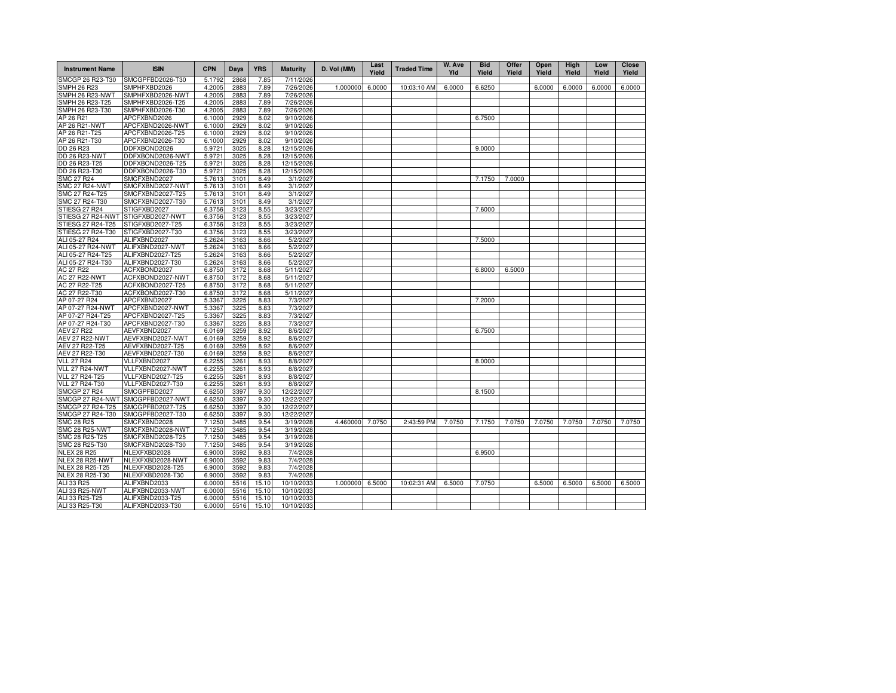| Instrument Name | ISIN | CPN | Days | YRS | Maturity | D. Vol (MM) | Last Yield | Traded Time | W. Ave Yld | Bid Yield | Offer Yield | Open Yield | High Yield | Low Yield | Close Yield |
|---|---|---|---|---|---|---|---|---|---|---|---|---|---|---|---|
| SMCGP 26 R23-T30 | SMCGPFBD2026-T30 | 5.1792 | 2868 | 7.85 | 7/11/2026 | | | | | | | | | | |
| SMPH 26 R23 | SMPHFXBD2026 | 4.2005 | 2883 | 7.89 | 7/26/2026 | 1.000000 | 6.0000 | 10:03:10 AM | 6.0000 | 6.6250 | | 6.0000 | 6.0000 | 6.0000 | 6.0000 |
| SMPH 26 R23-NWT | SMPHFXBD2026-NWT | 4.2005 | 2883 | 7.89 | 7/26/2026 | | | | | | | | | | |
| SMPH 26 R23-T25 | SMPHFXBD2026-T25 | 4.2005 | 2883 | 7.89 | 7/26/2026 | | | | | | | | | | |
| SMPH 26 R23-T30 | SMPHFXBD2026-T30 | 4.2005 | 2883 | 7.89 | 7/26/2026 | | | | | | | | | | |
| AP 26 R21 | APCFXBND2026 | 6.1000 | 2929 | 8.02 | 9/10/2026 | | | | | 6.7500 | | | | | |
| AP 26 R21-NWT | APCFXBND2026-NWT | 6.1000 | 2929 | 8.02 | 9/10/2026 | | | | | | | | | | |
| AP 26 R21-T25 | APCFXBND2026-T25 | 6.1000 | 2929 | 8.02 | 9/10/2026 | | | | | | | | | | |
| AP 26 R21-T30 | APCFXBND2026-T30 | 6.1000 | 2929 | 8.02 | 9/10/2026 | | | | | | | | | | |
| DD 26 R23 | DDFXBOND2026 | 5.9721 | 3025 | 8.28 | 12/15/2026 | | | | | 9.0000 | | | | | |
| DD 26 R23-NWT | DDFXBOND2026-NWT | 5.9721 | 3025 | 8.28 | 12/15/2026 | | | | | | | | | | |
| DD 26 R23-T25 | DDFXBOND2026-T25 | 5.9721 | 3025 | 8.28 | 12/15/2026 | | | | | | | | | | |
| DD 26 R23-T30 | DDFXBOND2026-T30 | 5.9721 | 3025 | 8.28 | 12/15/2026 | | | | | | | | | | |
| SMC 27 R24 | SMCFXBND2027 | 5.7613 | 3101 | 8.49 | 3/1/2027 | | | | | 7.1750 | 7.0000 | | | | |
| SMC 27 R24-NWT | SMCFXBND2027-NWT | 5.7613 | 3101 | 8.49 | 3/1/2027 | | | | | | | | | | |
| SMC 27 R24-T25 | SMCFXBND2027-T25 | 5.7613 | 3101 | 8.49 | 3/1/2027 | | | | | | | | | | |
| SMC 27 R24-T30 | SMCFXBND2027-T30 | 5.7613 | 3101 | 8.49 | 3/1/2027 | | | | | | | | | | |
| STIESG 27 R24 | STIGFXBD2027 | 6.3756 | 3123 | 8.55 | 3/23/2027 | | | | | 7.6000 | | | | | |
| STIESG 27 R24-NWT | STIGFXBD2027-NWT | 6.3756 | 3123 | 8.55 | 3/23/2027 | | | | | | | | | | |
| STIESG 27 R24-T25 | STIGFXBD2027-T25 | 6.3756 | 3123 | 8.55 | 3/23/2027 | | | | | | | | | | |
| STIESG 27 R24-T30 | STIGFXBD2027-T30 | 6.3756 | 3123 | 8.55 | 3/23/2027 | | | | | | | | | | |
| ALI 05-27 R24 | ALIFXBND2027 | 5.2624 | 3163 | 8.66 | 5/2/2027 | | | | | 7.5000 | | | | | |
| ALI 05-27 R24-NWT | ALIFXBND2027-NWT | 5.2624 | 3163 | 8.66 | 5/2/2027 | | | | | | | | | | |
| ALI 05-27 R24-T25 | ALIFXBND2027-T25 | 5.2624 | 3163 | 8.66 | 5/2/2027 | | | | | | | | | | |
| ALI 05-27 R24-T30 | ALIFXBND2027-T30 | 5.2624 | 3163 | 8.66 | 5/2/2027 | | | | | | | | | | |
| AC 27 R22 | ACFXBOND2027 | 6.8750 | 3172 | 8.68 | 5/11/2027 | | | | | 6.8000 | 6.5000 | | | | |
| AC 27 R22-NWT | ACFXBOND2027-NWT | 6.8750 | 3172 | 8.68 | 5/11/2027 | | | | | | | | | | |
| AC 27 R22-T25 | ACFXBOND2027-T25 | 6.8750 | 3172 | 8.68 | 5/11/2027 | | | | | | | | | | |
| AC 27 R22-T30 | ACFXBOND2027-T30 | 6.8750 | 3172 | 8.68 | 5/11/2027 | | | | | | | | | | |
| AP 07-27 R24 | APCFXBND2027 | 5.3367 | 3225 | 8.83 | 7/3/2027 | | | | | 7.2000 | | | | | |
| AP 07-27 R24-NWT | APCFXBND2027-NWT | 5.3367 | 3225 | 8.83 | 7/3/2027 | | | | | | | | | | |
| AP 07-27 R24-T25 | APCFXBND2027-T25 | 5.3367 | 3225 | 8.83 | 7/3/2027 | | | | | | | | | | |
| AP 07-27 R24-T30 | APCFXBND2027-T30 | 5.3367 | 3225 | 8.83 | 7/3/2027 | | | | | | | | | | |
| AEV 27 R22 | AEVFXBND2027 | 6.0169 | 3259 | 8.92 | 8/6/2027 | | | | | 6.7500 | | | | | |
| AEV 27 R22-NWT | AEVFXBND2027-NWT | 6.0169 | 3259 | 8.92 | 8/6/2027 | | | | | | | | | | |
| AEV 27 R22-T25 | AEVFXBND2027-T25 | 6.0169 | 3259 | 8.92 | 8/6/2027 | | | | | | | | | | |
| AEV 27 R22-T30 | AEVFXBND2027-T30 | 6.0169 | 3259 | 8.92 | 8/6/2027 | | | | | | | | | | |
| VLL 27 R24 | VLLFXBND2027 | 6.2255 | 3261 | 8.93 | 8/8/2027 | | | | | 8.0000 | | | | | |
| VLL 27 R24-NWT | VLLFXBND2027-NWT | 6.2255 | 3261 | 8.93 | 8/8/2027 | | | | | | | | | | |
| VLL 27 R24-T25 | VLLFXBND2027-T25 | 6.2255 | 3261 | 8.93 | 8/8/2027 | | | | | | | | | | |
| VLL 27 R24-T30 | VLLFXBND2027-T30 | 6.2255 | 3261 | 8.93 | 8/8/2027 | | | | | | | | | | |
| SMCGP 27 R24 | SMCGPFBD2027 | 6.6250 | 3397 | 9.30 | 12/22/2027 | | | | | 8.1500 | | | | | |
| SMCGP 27 R24-NWT | SMCGPFBD2027-NWT | 6.6250 | 3397 | 9.30 | 12/22/2027 | | | | | | | | | | |
| SMCGP 27 R24-T25 | SMCGPFBD2027-T25 | 6.6250 | 3397 | 9.30 | 12/22/2027 | | | | | | | | | | |
| SMCGP 27 R24-T30 | SMCGPFBD2027-T30 | 6.6250 | 3397 | 9.30 | 12/22/2027 | | | | | | | | | | |
| SMC 28 R25 | SMCFXBND2028 | 7.1250 | 3485 | 9.54 | 3/19/2028 | 4.460000 | 7.0750 | 2:43:59 PM | 7.0750 | 7.1750 | 7.0750 | 7.0750 | 7.0750 | 7.0750 | 7.0750 |
| SMC 28 R25-NWT | SMCFXBND2028-NWT | 7.1250 | 3485 | 9.54 | 3/19/2028 | | | | | | | | | | |
| SMC 28 R25-T25 | SMCFXBND2028-T25 | 7.1250 | 3485 | 9.54 | 3/19/2028 | | | | | | | | | | |
| SMC 28 R25-T30 | SMCFXBND2028-T30 | 7.1250 | 3485 | 9.54 | 3/19/2028 | | | | | | | | | | |
| NLEX 28 R25 | NLEXFXBD2028 | 6.9000 | 3592 | 9.83 | 7/4/2028 | | | | | 6.9500 | | | | | |
| NLEX 28 R25-NWT | NLEXFXBD2028-NWT | 6.9000 | 3592 | 9.83 | 7/4/2028 | | | | | | | | | | |
| NLEX 28 R25-T25 | NLEXFXBD2028-T25 | 6.9000 | 3592 | 9.83 | 7/4/2028 | | | | | | | | | | |
| NLEX 28 R25-T30 | NLEXFXBD2028-T30 | 6.9000 | 3592 | 9.83 | 7/4/2028 | | | | | | | | | | |
| ALI 33 R25 | ALIFXBND2033 | 6.0000 | 5516 | 15.10 | 10/10/2033 | 1.000000 | 6.5000 | 10:02:31 AM | 6.5000 | 7.0750 | | 6.5000 | 6.5000 | 6.5000 | 6.5000 |
| ALI 33 R25-NWT | ALIFXBND2033-NWT | 6.0000 | 5516 | 15.10 | 10/10/2033 | | | | | | | | | | |
| ALI 33 R25-T25 | ALIFXBND2033-T25 | 6.0000 | 5516 | 15.10 | 10/10/2033 | | | | | | | | | | |
| ALI 33 R25-T30 | ALIFXBND2033-T30 | 6.0000 | 5516 | 15.10 | 10/10/2033 | | | | | | | | | | |